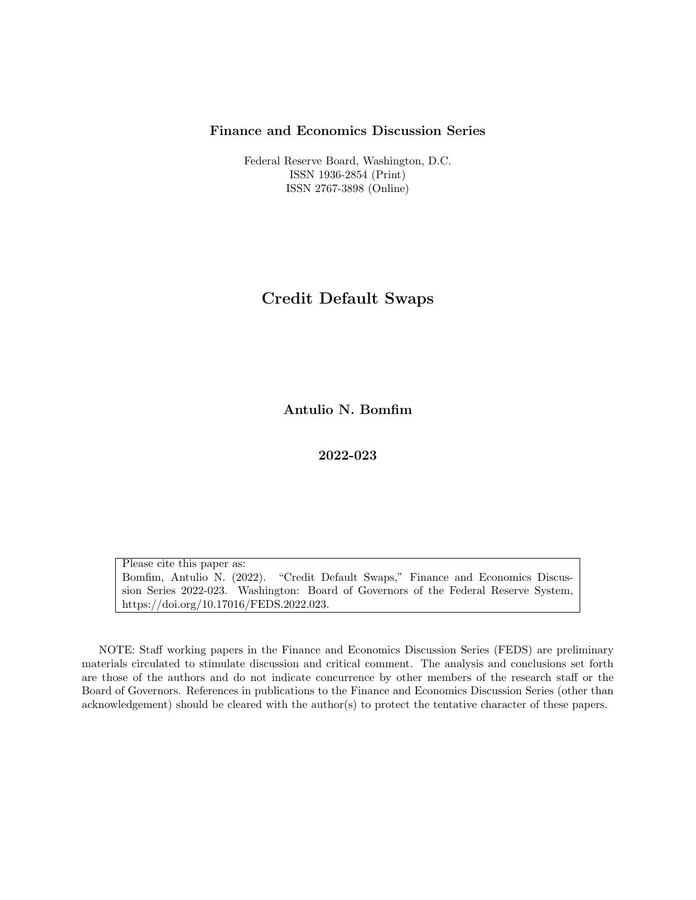**Finance and Economics Discussion Series**

Federal Reserve Board, Washington, D.C.
ISSN 1936-2854 (Print)
ISSN 2767-3898 (Online)

# Credit Default Swaps

**Antulio N. Bomfim**

**2022-023**

Please cite this paper as:
Bomfim, Antulio N. (2022). "Credit Default Swaps," Finance and Economics Discussion Series 2022-023. Washington: Board of Governors of the Federal Reserve System, https://doi.org/10.17016/FEDS.2022.023.

NOTE: Staff working papers in the Finance and Economics Discussion Series (FEDS) are preliminary materials circulated to stimulate discussion and critical comment. The analysis and conclusions set forth are those of the authors and do not indicate concurrence by other members of the research staff or the Board of Governors. References in publications to the Finance and Economics Discussion Series (other than acknowledgement) should be cleared with the author(s) to protect the tentative character of these papers.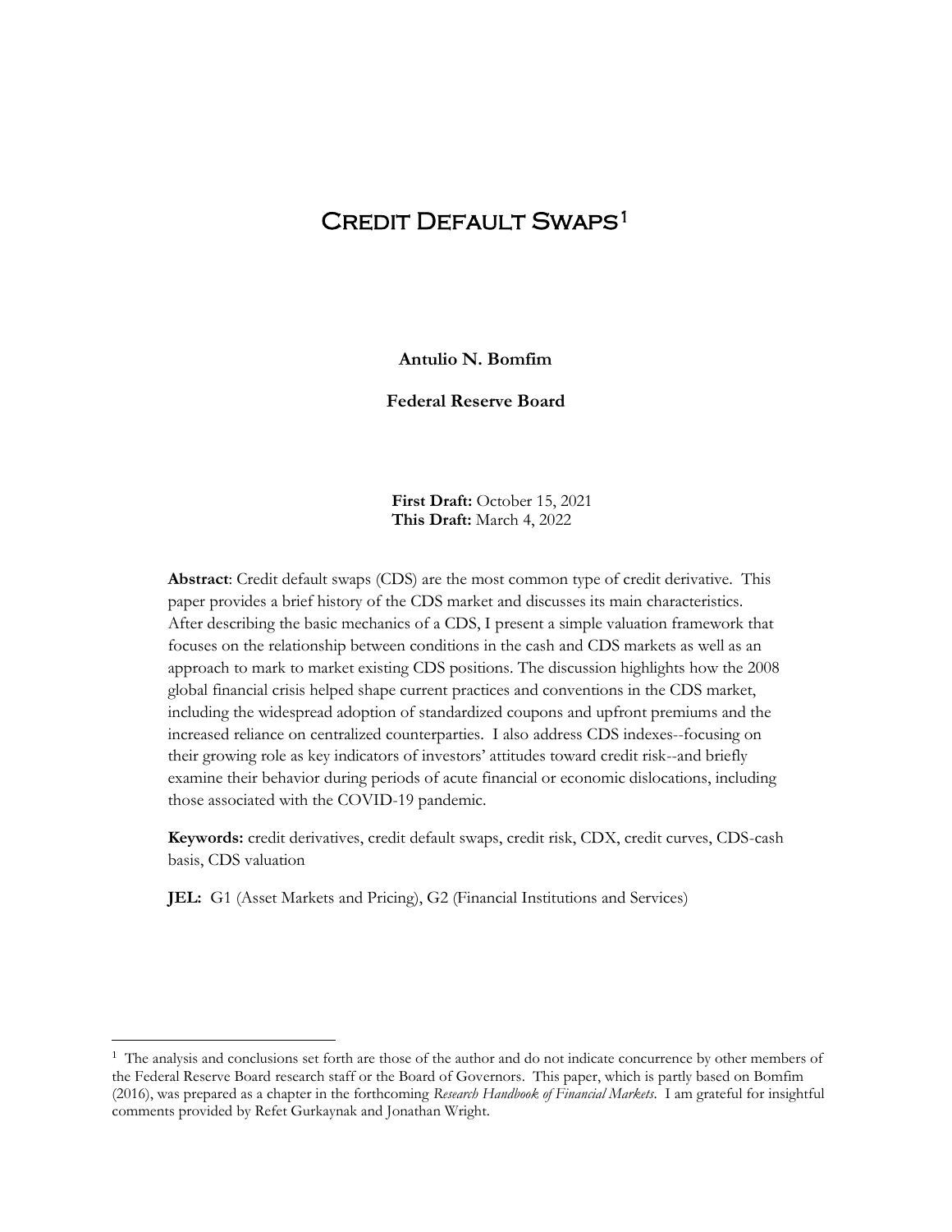# Credit Default Swaps[1]

**Antulio N. Bomfim**

**Federal Reserve Board**

**First Draft:** October 15, 2021
**This Draft:** March 4, 2022

**Abstract**: Credit default swaps (CDS) are the most common type of credit derivative. This paper provides a brief history of the CDS market and discusses its main characteristics. After describing the basic mechanics of a CDS, I present a simple valuation framework that focuses on the relationship between conditions in the cash and CDS markets as well as an approach to mark to market existing CDS positions. The discussion highlights how the 2008 global financial crisis helped shape current practices and conventions in the CDS market, including the widespread adoption of standardized coupons and upfront premiums and the increased reliance on centralized counterparties. I also address CDS indexes--focusing on their growing role as key indicators of investors' attitudes toward credit risk--and briefly examine their behavior during periods of acute financial or economic dislocations, including those associated with the COVID-19 pandemic.

**Keywords:** credit derivatives, credit default swaps, credit risk, CDX, credit curves, CDS-cash basis, CDS valuation

**JEL:** G1 (Asset Markets and Pricing), G2 (Financial Institutions and Services)

---

[1] The analysis and conclusions set forth are those of the author and do not indicate concurrence by other members of the Federal Reserve Board research staff or the Board of Governors. This paper, which is partly based on Bomfim (2016), was prepared as a chapter in the forthcoming *Research Handbook of Financial Markets*. I am grateful for insightful comments provided by Refet Gurkaynak and Jonathan Wright.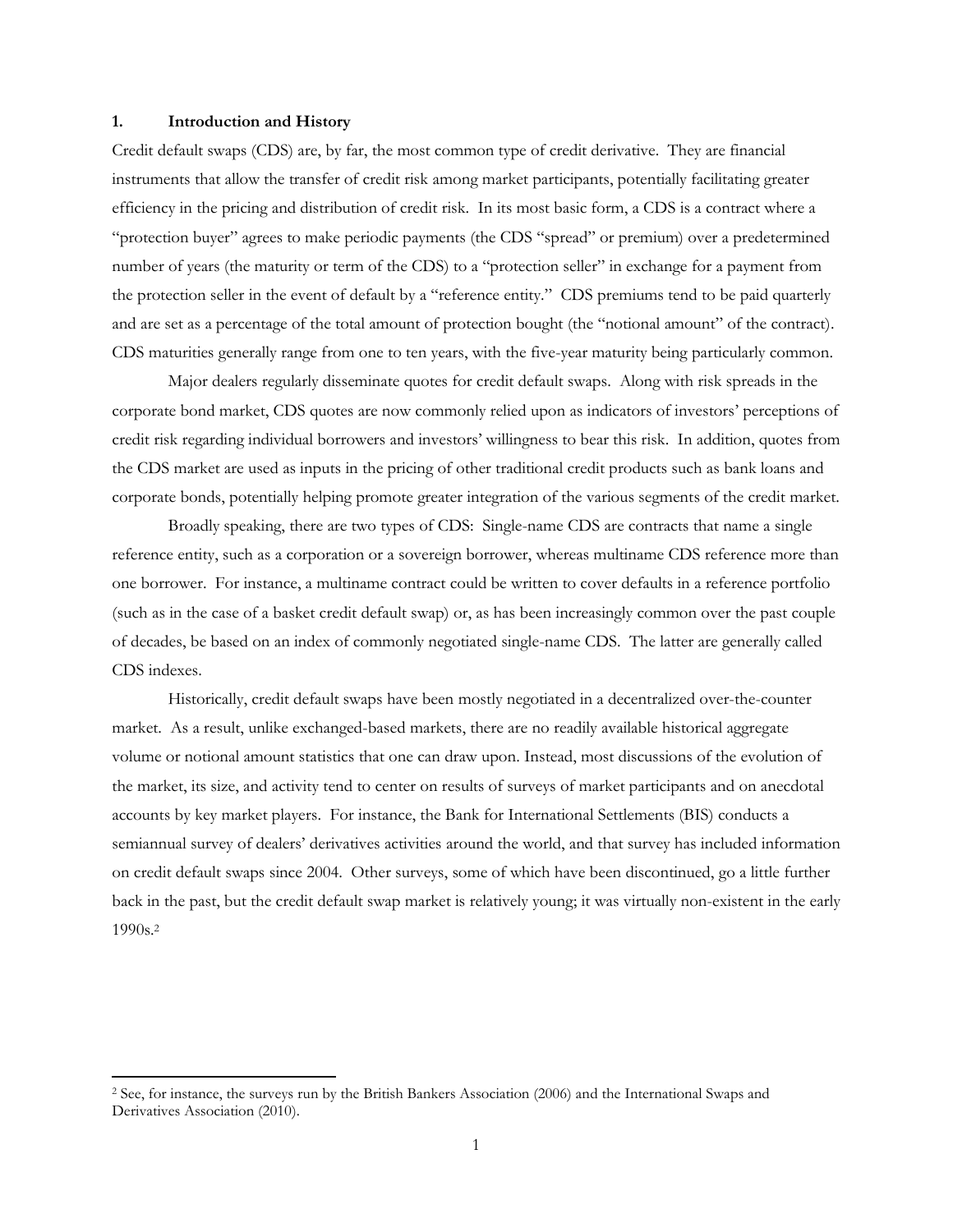## 1. Introduction and History

Credit default swaps (CDS) are, by far, the most common type of credit derivative. They are financial instruments that allow the transfer of credit risk among market participants, potentially facilitating greater efficiency in the pricing and distribution of credit risk. In its most basic form, a CDS is a contract where a "protection buyer" agrees to make periodic payments (the CDS "spread" or premium) over a predetermined number of years (the maturity or term of the CDS) to a "protection seller" in exchange for a payment from the protection seller in the event of default by a "reference entity." CDS premiums tend to be paid quarterly and are set as a percentage of the total amount of protection bought (the "notional amount" of the contract). CDS maturities generally range from one to ten years, with the five-year maturity being particularly common.

Major dealers regularly disseminate quotes for credit default swaps. Along with risk spreads in the corporate bond market, CDS quotes are now commonly relied upon as indicators of investors' perceptions of credit risk regarding individual borrowers and investors' willingness to bear this risk. In addition, quotes from the CDS market are used as inputs in the pricing of other traditional credit products such as bank loans and corporate bonds, potentially helping promote greater integration of the various segments of the credit market.

Broadly speaking, there are two types of CDS: Single-name CDS are contracts that name a single reference entity, such as a corporation or a sovereign borrower, whereas multiname CDS reference more than one borrower. For instance, a multiname contract could be written to cover defaults in a reference portfolio (such as in the case of a basket credit default swap) or, as has been increasingly common over the past couple of decades, be based on an index of commonly negotiated single-name CDS. The latter are generally called CDS indexes.

Historically, credit default swaps have been mostly negotiated in a decentralized over-the-counter market. As a result, unlike exchanged-based markets, there are no readily available historical aggregate volume or notional amount statistics that one can draw upon. Instead, most discussions of the evolution of the market, its size, and activity tend to center on results of surveys of market participants and on anecdotal accounts by key market players. For instance, the Bank for International Settlements (BIS) conducts a semiannual survey of dealers' derivatives activities around the world, and that survey has included information on credit default swaps since 2004. Other surveys, some of which have been discontinued, go a little further back in the past, but the credit default swap market is relatively young; it was virtually non-existent in the early 1990s.[2]

[2] See, for instance, the surveys run by the British Bankers Association (2006) and the International Swaps and Derivatives Association (2010).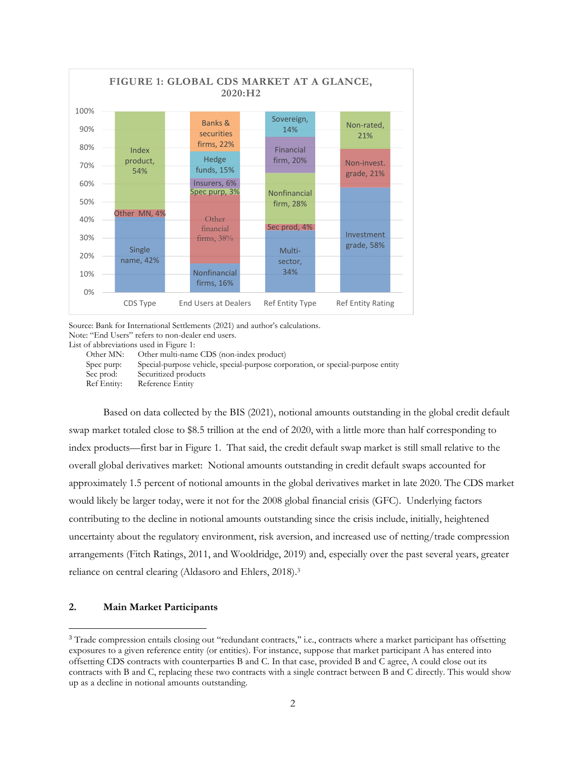**FIGURE 1: GLOBAL CDS MARKET AT A GLANCE, 2020:H2**

| | CDS Type | End Users at Dealers | Ref Entity Type | Ref Entity Rating |
|---|---|---|---|---|
| | Single name, 42% | Nonfinancial firms, 16% | Multi-sector, 34% | Investment grade, 58% |
| | Other MN, 4% | Other financial firms, 38% | Sec prod, 4% | Non-invest. grade, 21% |
| | Index product, 54% | Spec purp, 3% | Nonfinancial firm, 28% | Non-rated, 21% |
| | | Insurers, 6% | Financial firm, 20% | |
| | | Hedge funds, 15% | Sovereign, 14% | |
| | | Banks & securities firms, 22% | | |

Source: Bank for International Settlements (2021) and author's calculations.
Note: "End Users" refers to non-dealer end users.
List of abbreviations used in Figure 1:

- Other MN: Other multi-name CDS (non-index product)
- Spec purp: Special-purpose vehicle, special-purpose corporation, or special-purpose entity
- Sec prod: Securitized products
- Ref Entity: Reference Entity

Based on data collected by the BIS (2021), notional amounts outstanding in the global credit default swap market totaled close to $8.5 trillion at the end of 2020, with a little more than half corresponding to index products—first bar in Figure 1. That said, the credit default swap market is still small relative to the overall global derivatives market: Notional amounts outstanding in credit default swaps accounted for approximately 1.5 percent of notional amounts in the global derivatives market in late 2020. The CDS market would likely be larger today, were it not for the 2008 global financial crisis (GFC). Underlying factors contributing to the decline in notional amounts outstanding since the crisis include, initially, heightened uncertainty about the regulatory environment, risk aversion, and increased use of netting/trade compression arrangements (Fitch Ratings, 2011, and Wooldridge, 2019) and, especially over the past several years, greater reliance on central clearing (Aldasoro and Ehlers, 2018).[3]

## 2. Main Market Participants

[3] Trade compression entails closing out "redundant contracts," i.e., contracts where a market participant has offsetting exposures to a given reference entity (or entities). For instance, suppose that market participant A has entered into offsetting CDS contracts with counterparties B and C. In that case, provided B and C agree, A could close out its contracts with B and C, replacing these two contracts with a single contract between B and C directly. This would show up as a decline in notional amounts outstanding.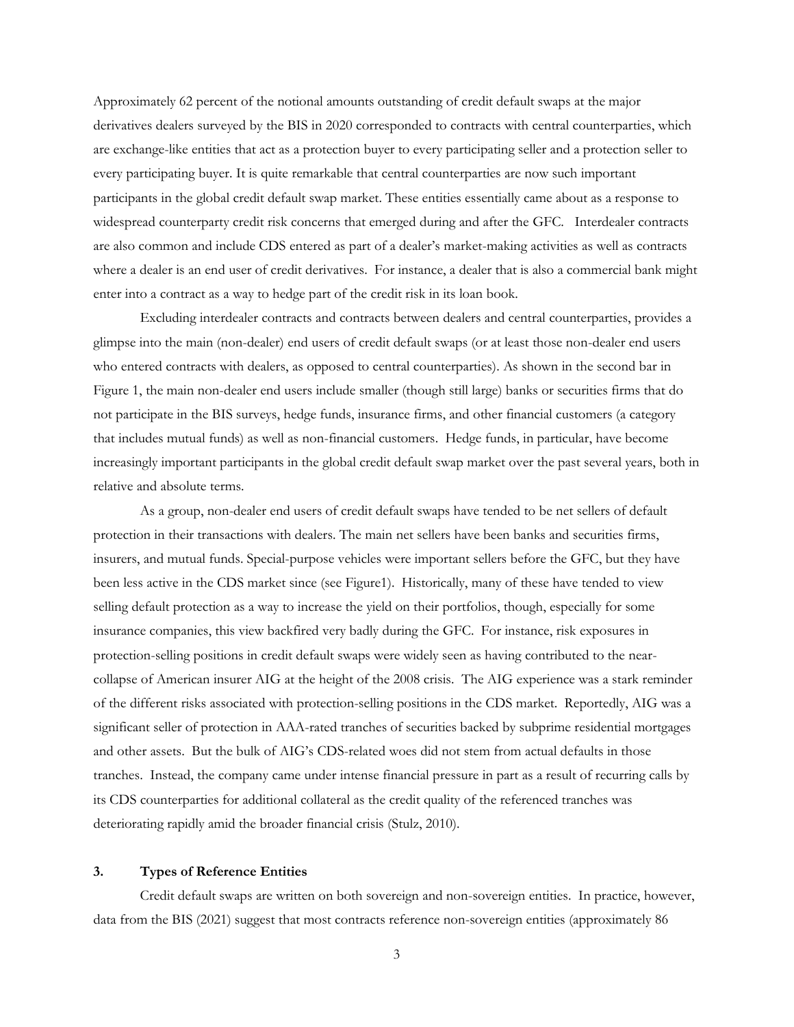Approximately 62 percent of the notional amounts outstanding of credit default swaps at the major derivatives dealers surveyed by the BIS in 2020 corresponded to contracts with central counterparties, which are exchange-like entities that act as a protection buyer to every participating seller and a protection seller to every participating buyer. It is quite remarkable that central counterparties are now such important participants in the global credit default swap market. These entities essentially came about as a response to widespread counterparty credit risk concerns that emerged during and after the GFC. Interdealer contracts are also common and include CDS entered as part of a dealer's market-making activities as well as contracts where a dealer is an end user of credit derivatives. For instance, a dealer that is also a commercial bank might enter into a contract as a way to hedge part of the credit risk in its loan book.

Excluding interdealer contracts and contracts between dealers and central counterparties, provides a glimpse into the main (non-dealer) end users of credit default swaps (or at least those non-dealer end users who entered contracts with dealers, as opposed to central counterparties). As shown in the second bar in Figure 1, the main non-dealer end users include smaller (though still large) banks or securities firms that do not participate in the BIS surveys, hedge funds, insurance firms, and other financial customers (a category that includes mutual funds) as well as non-financial customers. Hedge funds, in particular, have become increasingly important participants in the global credit default swap market over the past several years, both in relative and absolute terms.

As a group, non-dealer end users of credit default swaps have tended to be net sellers of default protection in their transactions with dealers. The main net sellers have been banks and securities firms, insurers, and mutual funds. Special-purpose vehicles were important sellers before the GFC, but they have been less active in the CDS market since (see Figure1). Historically, many of these have tended to view selling default protection as a way to increase the yield on their portfolios, though, especially for some insurance companies, this view backfired very badly during the GFC. For instance, risk exposures in protection-selling positions in credit default swaps were widely seen as having contributed to the near-collapse of American insurer AIG at the height of the 2008 crisis. The AIG experience was a stark reminder of the different risks associated with protection-selling positions in the CDS market. Reportedly, AIG was a significant seller of protection in AAA-rated tranches of securities backed by subprime residential mortgages and other assets. But the bulk of AIG's CDS-related woes did not stem from actual defaults in those tranches. Instead, the company came under intense financial pressure in part as a result of recurring calls by its CDS counterparties for additional collateral as the credit quality of the referenced tranches was deteriorating rapidly amid the broader financial crisis (Stulz, 2010).

## 3. Types of Reference Entities

Credit default swaps are written on both sovereign and non-sovereign entities. In practice, however, data from the BIS (2021) suggest that most contracts reference non-sovereign entities (approximately 86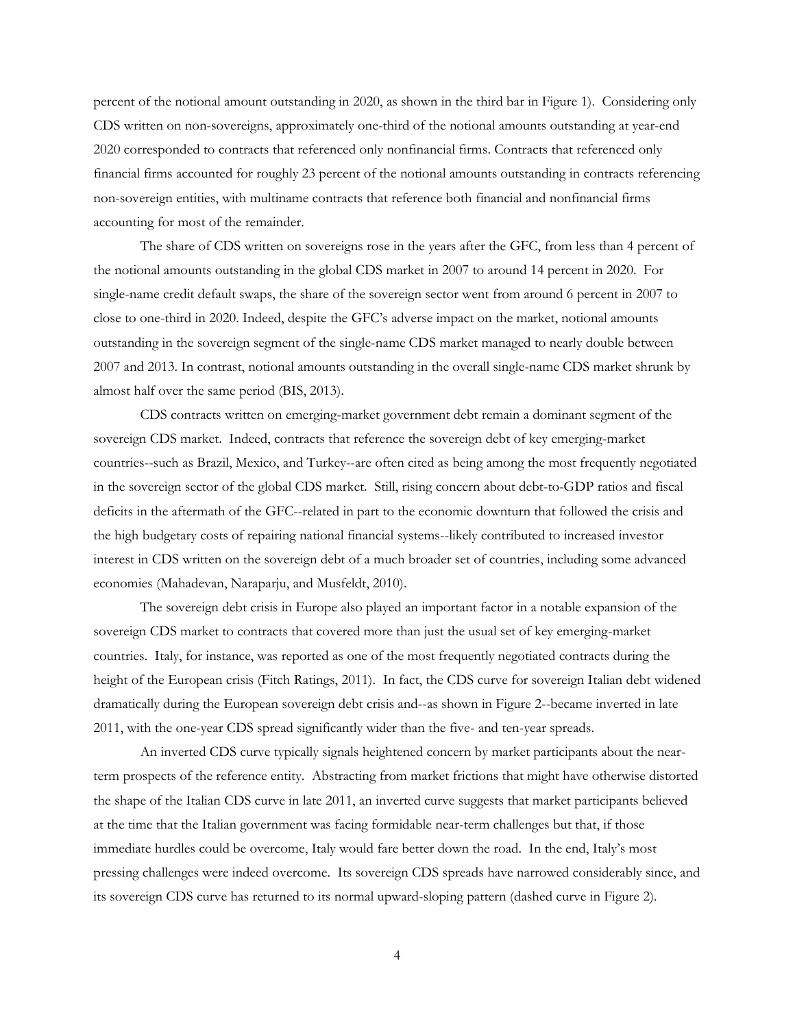percent of the notional amount outstanding in 2020, as shown in the third bar in Figure 1). Considering only CDS written on non-sovereigns, approximately one-third of the notional amounts outstanding at year-end 2020 corresponded to contracts that referenced only nonfinancial firms. Contracts that referenced only financial firms accounted for roughly 23 percent of the notional amounts outstanding in contracts referencing non-sovereign entities, with multiname contracts that reference both financial and nonfinancial firms accounting for most of the remainder.

The share of CDS written on sovereigns rose in the years after the GFC, from less than 4 percent of the notional amounts outstanding in the global CDS market in 2007 to around 14 percent in 2020. For single-name credit default swaps, the share of the sovereign sector went from around 6 percent in 2007 to close to one-third in 2020. Indeed, despite the GFC's adverse impact on the market, notional amounts outstanding in the sovereign segment of the single-name CDS market managed to nearly double between 2007 and 2013. In contrast, notional amounts outstanding in the overall single-name CDS market shrunk by almost half over the same period (BIS, 2013).

CDS contracts written on emerging-market government debt remain a dominant segment of the sovereign CDS market. Indeed, contracts that reference the sovereign debt of key emerging-market countries--such as Brazil, Mexico, and Turkey--are often cited as being among the most frequently negotiated in the sovereign sector of the global CDS market. Still, rising concern about debt-to-GDP ratios and fiscal deficits in the aftermath of the GFC--related in part to the economic downturn that followed the crisis and the high budgetary costs of repairing national financial systems--likely contributed to increased investor interest in CDS written on the sovereign debt of a much broader set of countries, including some advanced economies (Mahadevan, Naraparju, and Musfeldt, 2010).

The sovereign debt crisis in Europe also played an important factor in a notable expansion of the sovereign CDS market to contracts that covered more than just the usual set of key emerging-market countries. Italy, for instance, was reported as one of the most frequently negotiated contracts during the height of the European crisis (Fitch Ratings, 2011). In fact, the CDS curve for sovereign Italian debt widened dramatically during the European sovereign debt crisis and--as shown in Figure 2--became inverted in late 2011, with the one-year CDS spread significantly wider than the five- and ten-year spreads.

An inverted CDS curve typically signals heightened concern by market participants about the near-term prospects of the reference entity. Abstracting from market frictions that might have otherwise distorted the shape of the Italian CDS curve in late 2011, an inverted curve suggests that market participants believed at the time that the Italian government was facing formidable near-term challenges but that, if those immediate hurdles could be overcome, Italy would fare better down the road. In the end, Italy's most pressing challenges were indeed overcome. Its sovereign CDS spreads have narrowed considerably since, and its sovereign CDS curve has returned to its normal upward-sloping pattern (dashed curve in Figure 2).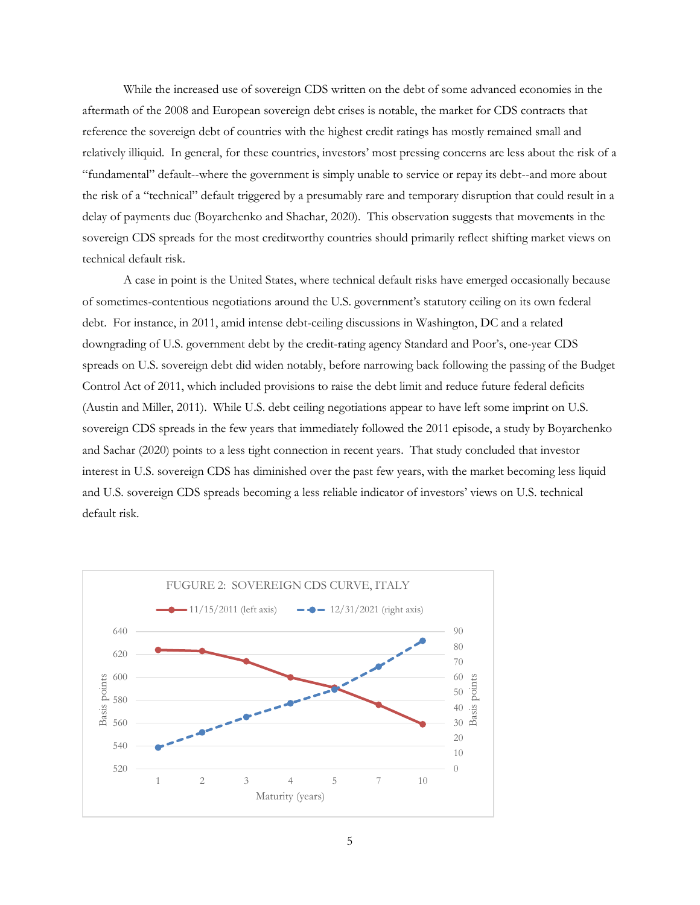While the increased use of sovereign CDS written on the debt of some advanced economies in the aftermath of the 2008 and European sovereign debt crises is notable, the market for CDS contracts that reference the sovereign debt of countries with the highest credit ratings has mostly remained small and relatively illiquid. In general, for these countries, investors' most pressing concerns are less about the risk of a "fundamental" default--where the government is simply unable to service or repay its debt--and more about the risk of a "technical" default triggered by a presumably rare and temporary disruption that could result in a delay of payments due (Boyarchenko and Shachar, 2020). This observation suggests that movements in the sovereign CDS spreads for the most creditworthy countries should primarily reflect shifting market views on technical default risk.

A case in point is the United States, where technical default risks have emerged occasionally because of sometimes-contentious negotiations around the U.S. government's statutory ceiling on its own federal debt. For instance, in 2011, amid intense debt-ceiling discussions in Washington, DC and a related downgrading of U.S. government debt by the credit-rating agency Standard and Poor's, one-year CDS spreads on U.S. sovereign debt did widen notably, before narrowing back following the passing of the Budget Control Act of 2011, which included provisions to raise the debt limit and reduce future federal deficits (Austin and Miller, 2011). While U.S. debt ceiling negotiations appear to have left some imprint on U.S. sovereign CDS spreads in the few years that immediately followed the 2011 episode, a study by Boyarchenko and Sachar (2020) points to a less tight connection in recent years. That study concluded that investor interest in U.S. sovereign CDS has diminished over the past few years, with the market becoming less liquid and U.S. sovereign CDS spreads becoming a less reliable indicator of investors' views on U.S. technical default risk.

FUGURE 2: SOVEREIGN CDS CURVE, ITALY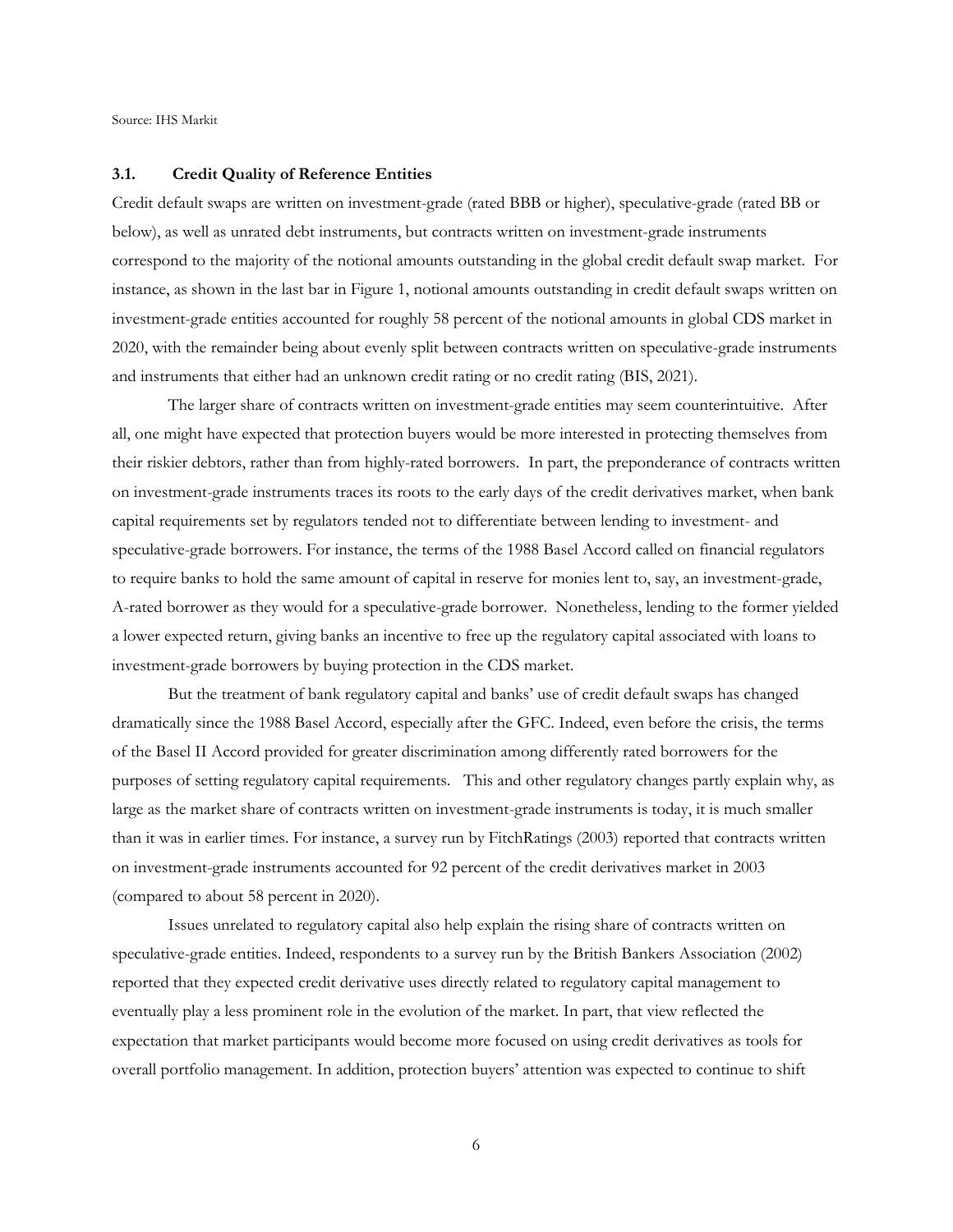Source: IHS Markit

### 3.1. Credit Quality of Reference Entities

Credit default swaps are written on investment-grade (rated BBB or higher), speculative-grade (rated BB or below), as well as unrated debt instruments, but contracts written on investment-grade instruments correspond to the majority of the notional amounts outstanding in the global credit default swap market. For instance, as shown in the last bar in Figure 1, notional amounts outstanding in credit default swaps written on investment-grade entities accounted for roughly 58 percent of the notional amounts in global CDS market in 2020, with the remainder being about evenly split between contracts written on speculative-grade instruments and instruments that either had an unknown credit rating or no credit rating (BIS, 2021).

The larger share of contracts written on investment-grade entities may seem counterintuitive. After all, one might have expected that protection buyers would be more interested in protecting themselves from their riskier debtors, rather than from highly-rated borrowers. In part, the preponderance of contracts written on investment-grade instruments traces its roots to the early days of the credit derivatives market, when bank capital requirements set by regulators tended not to differentiate between lending to investment- and speculative-grade borrowers. For instance, the terms of the 1988 Basel Accord called on financial regulators to require banks to hold the same amount of capital in reserve for monies lent to, say, an investment-grade, A-rated borrower as they would for a speculative-grade borrower. Nonetheless, lending to the former yielded a lower expected return, giving banks an incentive to free up the regulatory capital associated with loans to investment-grade borrowers by buying protection in the CDS market.

But the treatment of bank regulatory capital and banks' use of credit default swaps has changed dramatically since the 1988 Basel Accord, especially after the GFC. Indeed, even before the crisis, the terms of the Basel II Accord provided for greater discrimination among differently rated borrowers for the purposes of setting regulatory capital requirements. This and other regulatory changes partly explain why, as large as the market share of contracts written on investment-grade instruments is today, it is much smaller than it was in earlier times. For instance, a survey run by FitchRatings (2003) reported that contracts written on investment-grade instruments accounted for 92 percent of the credit derivatives market in 2003 (compared to about 58 percent in 2020).

Issues unrelated to regulatory capital also help explain the rising share of contracts written on speculative-grade entities. Indeed, respondents to a survey run by the British Bankers Association (2002) reported that they expected credit derivative uses directly related to regulatory capital management to eventually play a less prominent role in the evolution of the market. In part, that view reflected the expectation that market participants would become more focused on using credit derivatives as tools for overall portfolio management. In addition, protection buyers' attention was expected to continue to shift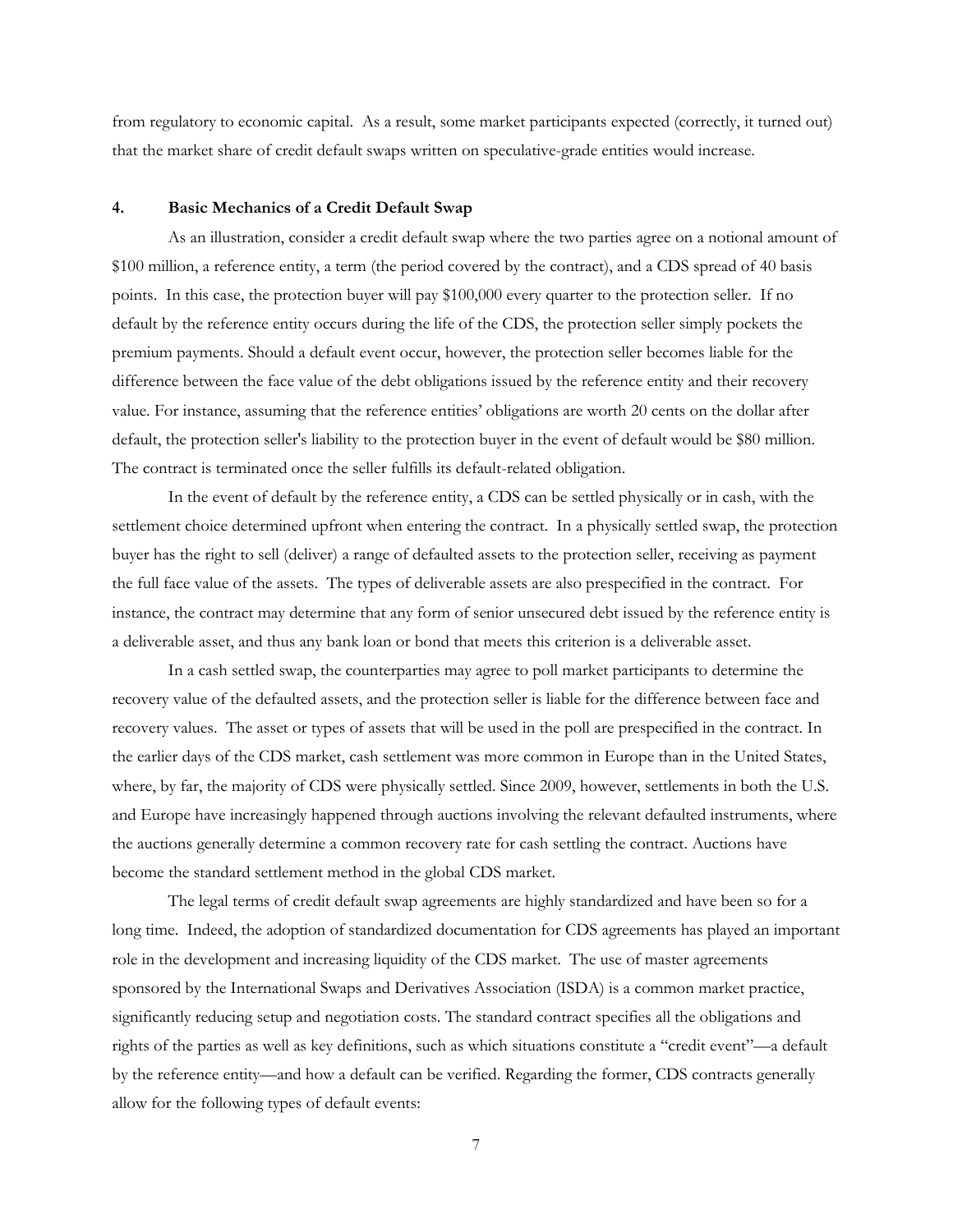from regulatory to economic capital. As a result, some market participants expected (correctly, it turned out) that the market share of credit default swaps written on speculative-grade entities would increase.

## 4. Basic Mechanics of a Credit Default Swap

As an illustration, consider a credit default swap where the two parties agree on a notional amount of $100 million, a reference entity, a term (the period covered by the contract), and a CDS spread of 40 basis points. In this case, the protection buyer will pay $100,000 every quarter to the protection seller. If no default by the reference entity occurs during the life of the CDS, the protection seller simply pockets the premium payments. Should a default event occur, however, the protection seller becomes liable for the difference between the face value of the debt obligations issued by the reference entity and their recovery value. For instance, assuming that the reference entities' obligations are worth 20 cents on the dollar after default, the protection seller's liability to the protection buyer in the event of default would be $80 million. The contract is terminated once the seller fulfills its default-related obligation.

In the event of default by the reference entity, a CDS can be settled physically or in cash, with the settlement choice determined upfront when entering the contract. In a physically settled swap, the protection buyer has the right to sell (deliver) a range of defaulted assets to the protection seller, receiving as payment the full face value of the assets. The types of deliverable assets are also prespecified in the contract. For instance, the contract may determine that any form of senior unsecured debt issued by the reference entity is a deliverable asset, and thus any bank loan or bond that meets this criterion is a deliverable asset.

In a cash settled swap, the counterparties may agree to poll market participants to determine the recovery value of the defaulted assets, and the protection seller is liable for the difference between face and recovery values. The asset or types of assets that will be used in the poll are prespecified in the contract. In the earlier days of the CDS market, cash settlement was more common in Europe than in the United States, where, by far, the majority of CDS were physically settled. Since 2009, however, settlements in both the U.S. and Europe have increasingly happened through auctions involving the relevant defaulted instruments, where the auctions generally determine a common recovery rate for cash settling the contract. Auctions have become the standard settlement method in the global CDS market.

The legal terms of credit default swap agreements are highly standardized and have been so for a long time. Indeed, the adoption of standardized documentation for CDS agreements has played an important role in the development and increasing liquidity of the CDS market. The use of master agreements sponsored by the International Swaps and Derivatives Association (ISDA) is a common market practice, significantly reducing setup and negotiation costs. The standard contract specifies all the obligations and rights of the parties as well as key definitions, such as which situations constitute a "credit event"—a default by the reference entity—and how a default can be verified. Regarding the former, CDS contracts generally allow for the following types of default events: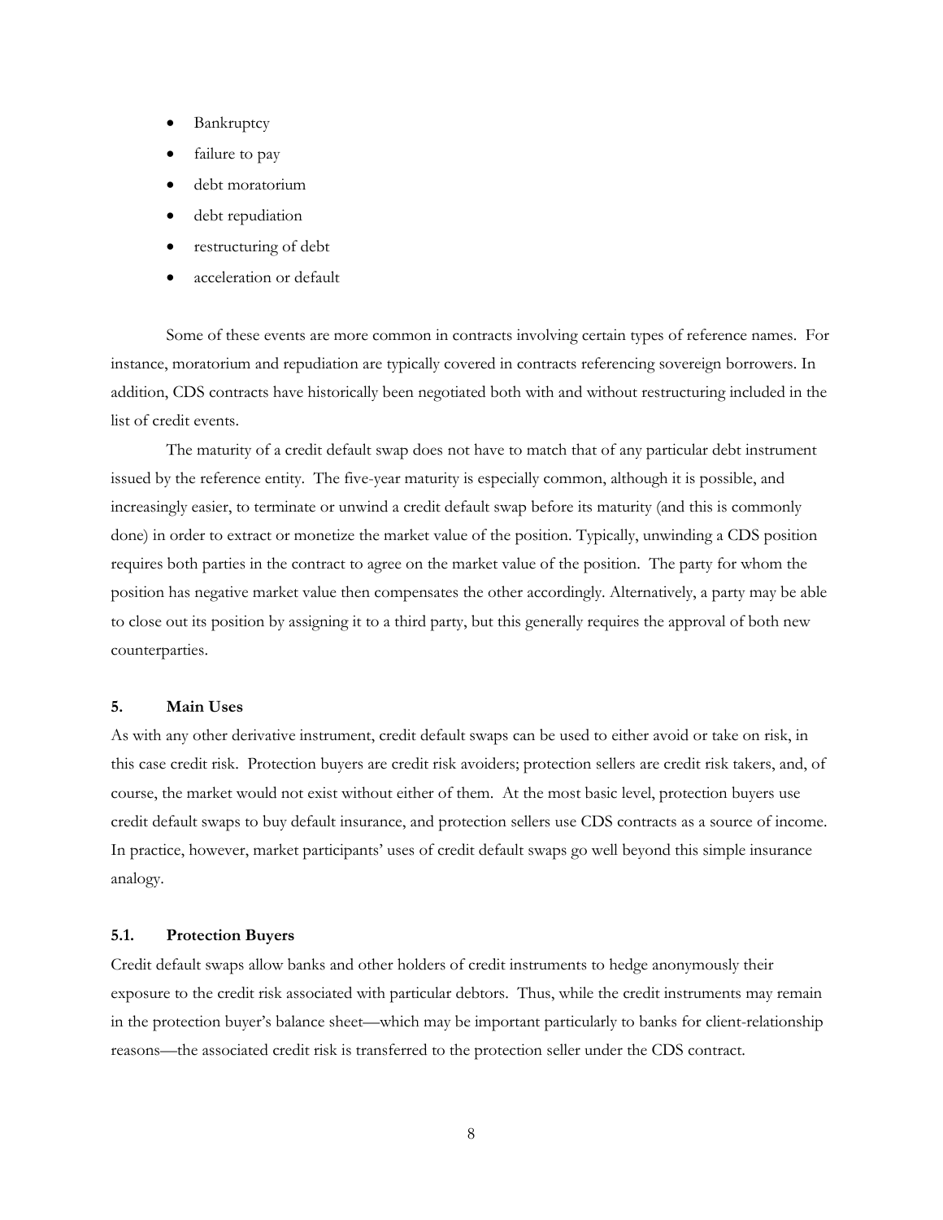- Bankruptcy
- failure to pay
- debt moratorium
- debt repudiation
- restructuring of debt
- acceleration or default

Some of these events are more common in contracts involving certain types of reference names. For instance, moratorium and repudiation are typically covered in contracts referencing sovereign borrowers. In addition, CDS contracts have historically been negotiated both with and without restructuring included in the list of credit events.

The maturity of a credit default swap does not have to match that of any particular debt instrument issued by the reference entity. The five-year maturity is especially common, although it is possible, and increasingly easier, to terminate or unwind a credit default swap before its maturity (and this is commonly done) in order to extract or monetize the market value of the position. Typically, unwinding a CDS position requires both parties in the contract to agree on the market value of the position. The party for whom the position has negative market value then compensates the other accordingly. Alternatively, a party may be able to close out its position by assigning it to a third party, but this generally requires the approval of both new counterparties.

## 5. Main Uses

As with any other derivative instrument, credit default swaps can be used to either avoid or take on risk, in this case credit risk. Protection buyers are credit risk avoiders; protection sellers are credit risk takers, and, of course, the market would not exist without either of them. At the most basic level, protection buyers use credit default swaps to buy default insurance, and protection sellers use CDS contracts as a source of income. In practice, however, market participants' uses of credit default swaps go well beyond this simple insurance analogy.

### 5.1. Protection Buyers

Credit default swaps allow banks and other holders of credit instruments to hedge anonymously their exposure to the credit risk associated with particular debtors. Thus, while the credit instruments may remain in the protection buyer's balance sheet—which may be important particularly to banks for client-relationship reasons—the associated credit risk is transferred to the protection seller under the CDS contract.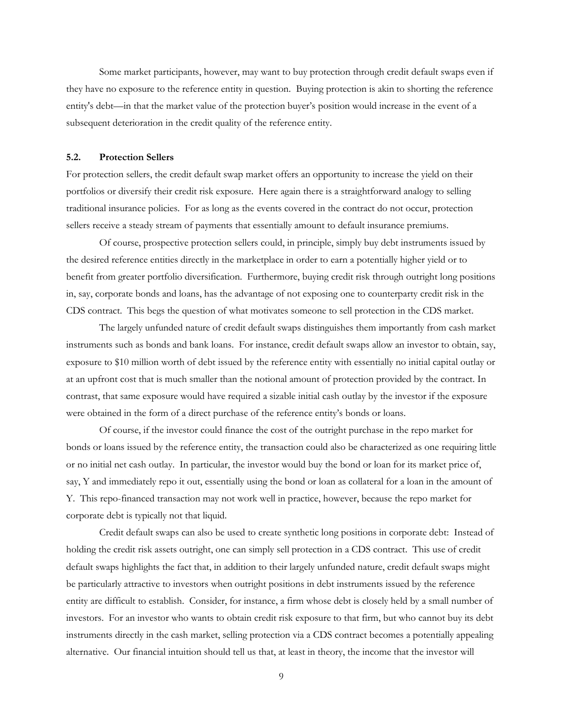Some market participants, however, may want to buy protection through credit default swaps even if they have no exposure to the reference entity in question. Buying protection is akin to shorting the reference entity's debt—in that the market value of the protection buyer's position would increase in the event of a subsequent deterioration in the credit quality of the reference entity.

### 5.2. Protection Sellers

For protection sellers, the credit default swap market offers an opportunity to increase the yield on their portfolios or diversify their credit risk exposure. Here again there is a straightforward analogy to selling traditional insurance policies. For as long as the events covered in the contract do not occur, protection sellers receive a steady stream of payments that essentially amount to default insurance premiums.

Of course, prospective protection sellers could, in principle, simply buy debt instruments issued by the desired reference entities directly in the marketplace in order to earn a potentially higher yield or to benefit from greater portfolio diversification. Furthermore, buying credit risk through outright long positions in, say, corporate bonds and loans, has the advantage of not exposing one to counterparty credit risk in the CDS contract. This begs the question of what motivates someone to sell protection in the CDS market.

The largely unfunded nature of credit default swaps distinguishes them importantly from cash market instruments such as bonds and bank loans. For instance, credit default swaps allow an investor to obtain, say, exposure to $10 million worth of debt issued by the reference entity with essentially no initial capital outlay or at an upfront cost that is much smaller than the notional amount of protection provided by the contract. In contrast, that same exposure would have required a sizable initial cash outlay by the investor if the exposure were obtained in the form of a direct purchase of the reference entity's bonds or loans.

Of course, if the investor could finance the cost of the outright purchase in the repo market for bonds or loans issued by the reference entity, the transaction could also be characterized as one requiring little or no initial net cash outlay. In particular, the investor would buy the bond or loan for its market price of, say, Y and immediately repo it out, essentially using the bond or loan as collateral for a loan in the amount of Y. This repo-financed transaction may not work well in practice, however, because the repo market for corporate debt is typically not that liquid.

Credit default swaps can also be used to create synthetic long positions in corporate debt: Instead of holding the credit risk assets outright, one can simply sell protection in a CDS contract. This use of credit default swaps highlights the fact that, in addition to their largely unfunded nature, credit default swaps might be particularly attractive to investors when outright positions in debt instruments issued by the reference entity are difficult to establish. Consider, for instance, a firm whose debt is closely held by a small number of investors. For an investor who wants to obtain credit risk exposure to that firm, but who cannot buy its debt instruments directly in the cash market, selling protection via a CDS contract becomes a potentially appealing alternative. Our financial intuition should tell us that, at least in theory, the income that the investor will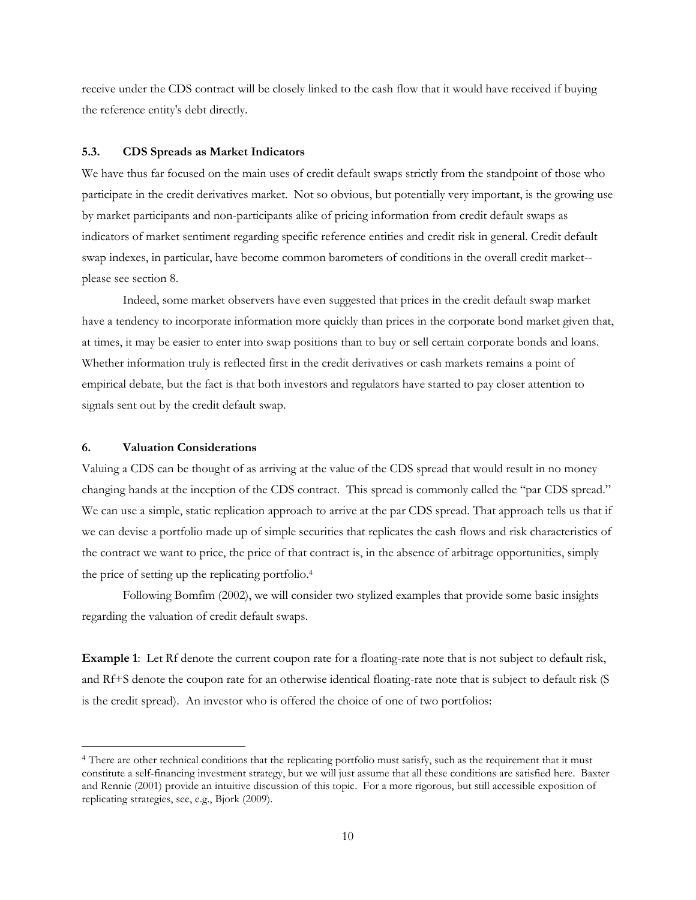receive under the CDS contract will be closely linked to the cash flow that it would have received if buying the reference entity's debt directly.

### 5.3. CDS Spreads as Market Indicators

We have thus far focused on the main uses of credit default swaps strictly from the standpoint of those who participate in the credit derivatives market. Not so obvious, but potentially very important, is the growing use by market participants and non-participants alike of pricing information from credit default swaps as indicators of market sentiment regarding specific reference entities and credit risk in general. Credit default swap indexes, in particular, have become common barometers of conditions in the overall credit market--please see section 8.

Indeed, some market observers have even suggested that prices in the credit default swap market have a tendency to incorporate information more quickly than prices in the corporate bond market given that, at times, it may be easier to enter into swap positions than to buy or sell certain corporate bonds and loans. Whether information truly is reflected first in the credit derivatives or cash markets remains a point of empirical debate, but the fact is that both investors and regulators have started to pay closer attention to signals sent out by the credit default swap.

## 6. Valuation Considerations

Valuing a CDS can be thought of as arriving at the value of the CDS spread that would result in no money changing hands at the inception of the CDS contract. This spread is commonly called the "par CDS spread." We can use a simple, static replication approach to arrive at the par CDS spread. That approach tells us that if we can devise a portfolio made up of simple securities that replicates the cash flows and risk characteristics of the contract we want to price, the price of that contract is, in the absence of arbitrage opportunities, simply the price of setting up the replicating portfolio.[4]

Following Bomfim (2002), we will consider two stylized examples that provide some basic insights regarding the valuation of credit default swaps.

**Example 1**: Let Rf denote the current coupon rate for a floating-rate note that is not subject to default risk, and Rf+S denote the coupon rate for an otherwise identical floating-rate note that is subject to default risk (S is the credit spread). An investor who is offered the choice of one of two portfolios:

[4] There are other technical conditions that the replicating portfolio must satisfy, such as the requirement that it must constitute a self-financing investment strategy, but we will just assume that all these conditions are satisfied here. Baxter and Rennie (2001) provide an intuitive discussion of this topic. For a more rigorous, but still accessible exposition of replicating strategies, see, e.g., Bjork (2009).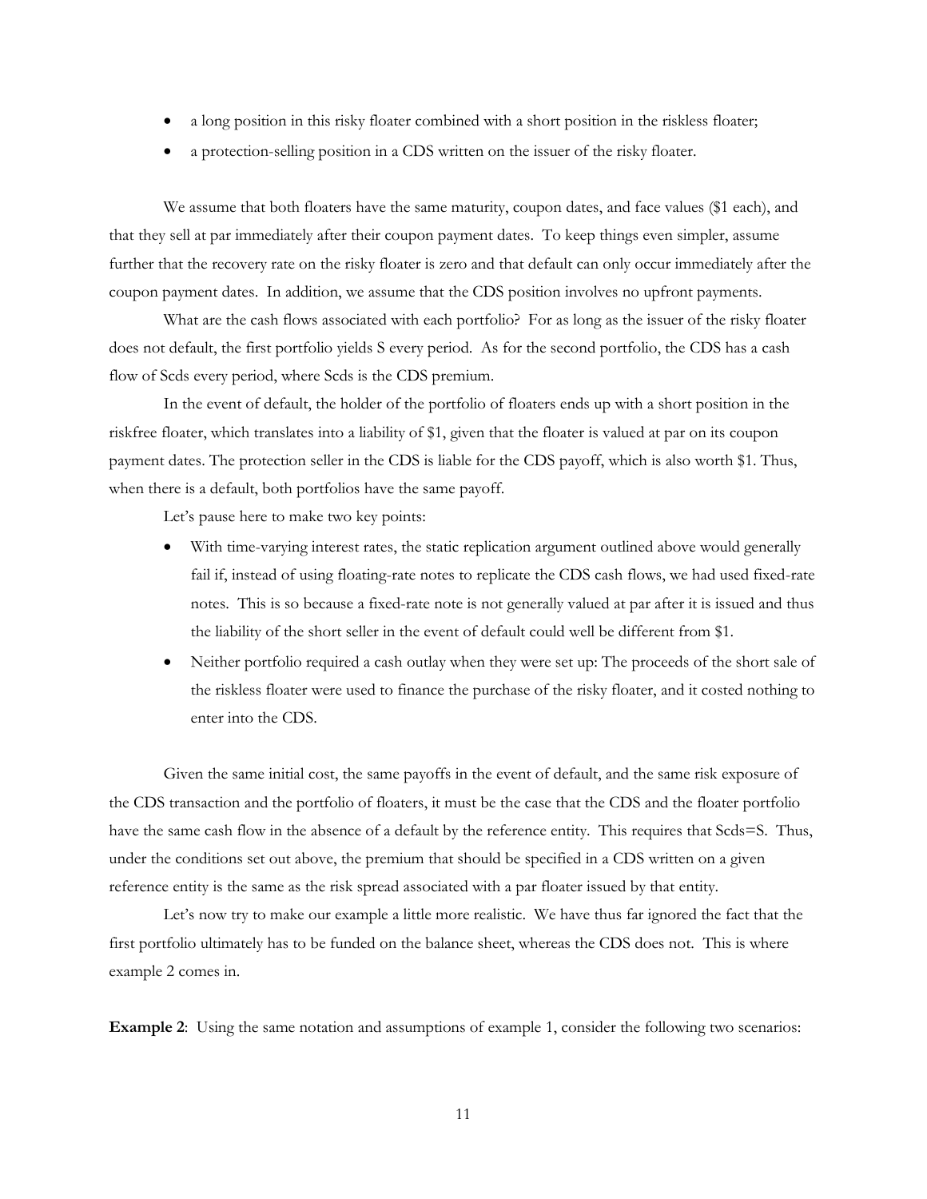- a long position in this risky floater combined with a short position in the riskless floater;
- a protection-selling position in a CDS written on the issuer of the risky floater.

We assume that both floaters have the same maturity, coupon dates, and face values ($1 each), and that they sell at par immediately after their coupon payment dates. To keep things even simpler, assume further that the recovery rate on the risky floater is zero and that default can only occur immediately after the coupon payment dates. In addition, we assume that the CDS position involves no upfront payments.

What are the cash flows associated with each portfolio? For as long as the issuer of the risky floater does not default, the first portfolio yields S every period. As for the second portfolio, the CDS has a cash flow of Scds every period, where Scds is the CDS premium.

In the event of default, the holder of the portfolio of floaters ends up with a short position in the riskfree floater, which translates into a liability of $1, given that the floater is valued at par on its coupon payment dates. The protection seller in the CDS is liable for the CDS payoff, which is also worth $1. Thus, when there is a default, both portfolios have the same payoff.

Let's pause here to make two key points:

- With time-varying interest rates, the static replication argument outlined above would generally fail if, instead of using floating-rate notes to replicate the CDS cash flows, we had used fixed-rate notes. This is so because a fixed-rate note is not generally valued at par after it is issued and thus the liability of the short seller in the event of default could well be different from $1.
- Neither portfolio required a cash outlay when they were set up: The proceeds of the short sale of the riskless floater were used to finance the purchase of the risky floater, and it costed nothing to enter into the CDS.

Given the same initial cost, the same payoffs in the event of default, and the same risk exposure of the CDS transaction and the portfolio of floaters, it must be the case that the CDS and the floater portfolio have the same cash flow in the absence of a default by the reference entity. This requires that Scds=S. Thus, under the conditions set out above, the premium that should be specified in a CDS written on a given reference entity is the same as the risk spread associated with a par floater issued by that entity.

Let's now try to make our example a little more realistic. We have thus far ignored the fact that the first portfolio ultimately has to be funded on the balance sheet, whereas the CDS does not. This is where example 2 comes in.

**Example 2**: Using the same notation and assumptions of example 1, consider the following two scenarios: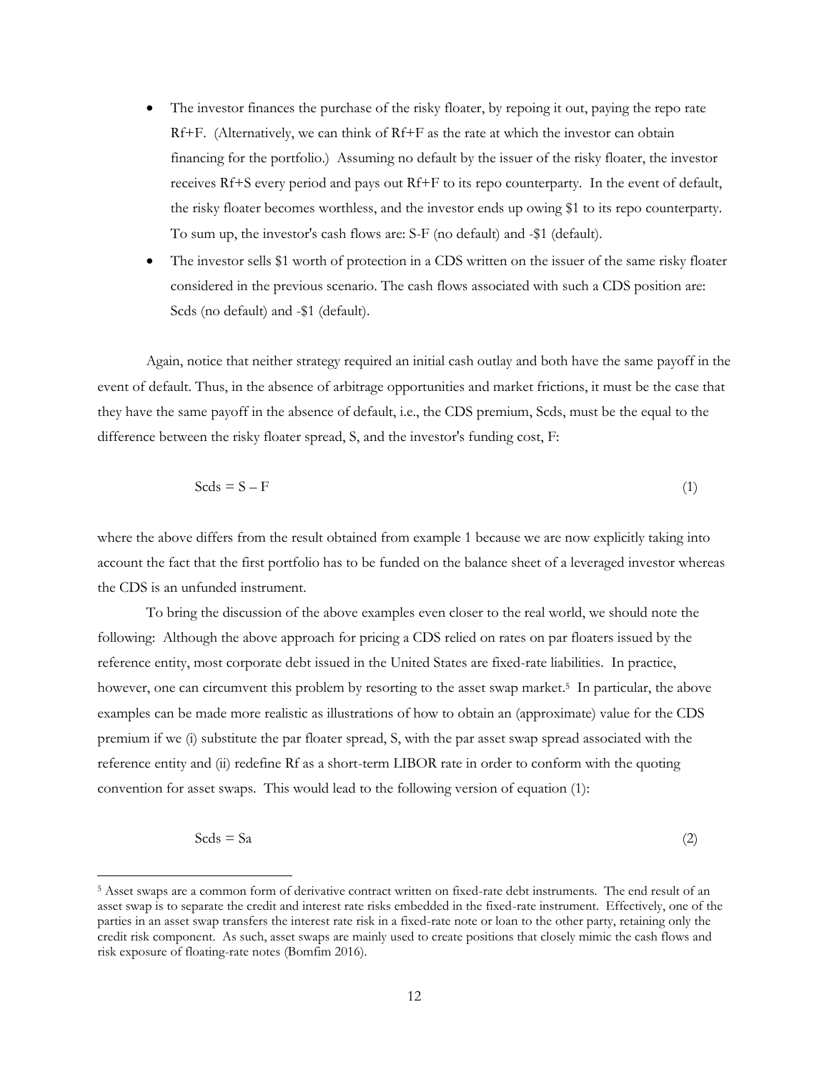- The investor finances the purchase of the risky floater, by repoing it out, paying the repo rate Rf+F. (Alternatively, we can think of Rf+F as the rate at which the investor can obtain financing for the portfolio.) Assuming no default by the issuer of the risky floater, the investor receives Rf+S every period and pays out Rf+F to its repo counterparty. In the event of default, the risky floater becomes worthless, and the investor ends up owing $1 to its repo counterparty. To sum up, the investor's cash flows are: S-F (no default) and -$1 (default).
- The investor sells $1 worth of protection in a CDS written on the issuer of the same risky floater considered in the previous scenario. The cash flows associated with such a CDS position are: Scds (no default) and -$1 (default).

Again, notice that neither strategy required an initial cash outlay and both have the same payoff in the event of default. Thus, in the absence of arbitrage opportunities and market frictions, it must be the case that they have the same payoff in the absence of default, i.e., the CDS premium, Scds, must be the equal to the difference between the risky floater spread, S, and the investor's funding cost, F:

$$\text{Scds} = \text{S} - \text{F} \tag{1}$$

where the above differs from the result obtained from example 1 because we are now explicitly taking into account the fact that the first portfolio has to be funded on the balance sheet of a leveraged investor whereas the CDS is an unfunded instrument.

To bring the discussion of the above examples even closer to the real world, we should note the following: Although the above approach for pricing a CDS relied on rates on par floaters issued by the reference entity, most corporate debt issued in the United States are fixed-rate liabilities. In practice, however, one can circumvent this problem by resorting to the asset swap market.[5] In particular, the above examples can be made more realistic as illustrations of how to obtain an (approximate) value for the CDS premium if we (i) substitute the par floater spread, S, with the par asset swap spread associated with the reference entity and (ii) redefine Rf as a short-term LIBOR rate in order to conform with the quoting convention for asset swaps. This would lead to the following version of equation (1):

$$\text{Scds} = \text{Sa} \tag{2}$$

---

[5] Asset swaps are a common form of derivative contract written on fixed-rate debt instruments. The end result of an asset swap is to separate the credit and interest rate risks embedded in the fixed-rate instrument. Effectively, one of the parties in an asset swap transfers the interest rate risk in a fixed-rate note or loan to the other party, retaining only the credit risk component. As such, asset swaps are mainly used to create positions that closely mimic the cash flows and risk exposure of floating-rate notes (Bomfim 2016).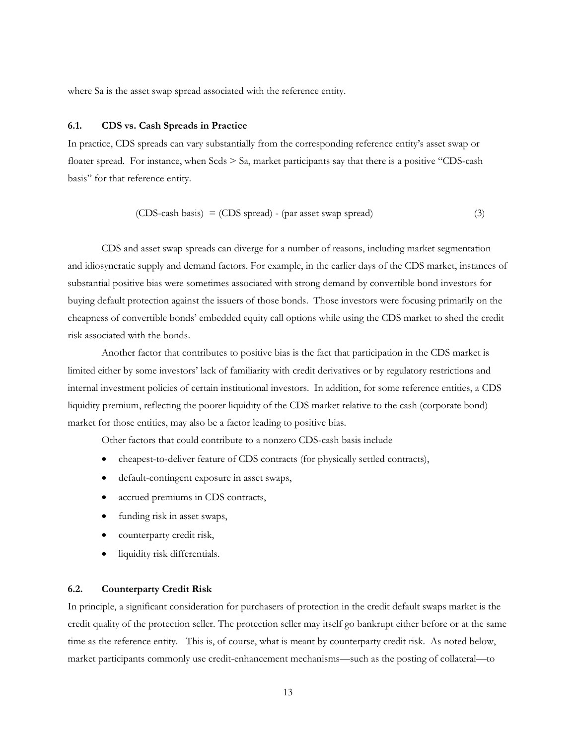where Sa is the asset swap spread associated with the reference entity.

### 6.1. CDS vs. Cash Spreads in Practice

In practice, CDS spreads can vary substantially from the corresponding reference entity's asset swap or floater spread. For instance, when $S_{cds} > S_a$, market participants say that there is a positive "CDS-cash basis" for that reference entity.

$$\text{(CDS-cash basis)} = \text{(CDS spread)} - \text{(par asset swap spread)} \tag{3}$$

CDS and asset swap spreads can diverge for a number of reasons, including market segmentation and idiosyncratic supply and demand factors. For example, in the earlier days of the CDS market, instances of substantial positive bias were sometimes associated with strong demand by convertible bond investors for buying default protection against the issuers of those bonds. Those investors were focusing primarily on the cheapness of convertible bonds' embedded equity call options while using the CDS market to shed the credit risk associated with the bonds.

Another factor that contributes to positive bias is the fact that participation in the CDS market is limited either by some investors' lack of familiarity with credit derivatives or by regulatory restrictions and internal investment policies of certain institutional investors. In addition, for some reference entities, a CDS liquidity premium, reflecting the poorer liquidity of the CDS market relative to the cash (corporate bond) market for those entities, may also be a factor leading to positive bias.

Other factors that could contribute to a nonzero CDS-cash basis include

- cheapest-to-deliver feature of CDS contracts (for physically settled contracts),
- default-contingent exposure in asset swaps,
- accrued premiums in CDS contracts,
- funding risk in asset swaps,
- counterparty credit risk,
- liquidity risk differentials.

### 6.2. Counterparty Credit Risk

In principle, a significant consideration for purchasers of protection in the credit default swaps market is the credit quality of the protection seller. The protection seller may itself go bankrupt either before or at the same time as the reference entity. This is, of course, what is meant by counterparty credit risk. As noted below, market participants commonly use credit-enhancement mechanisms—such as the posting of collateral—to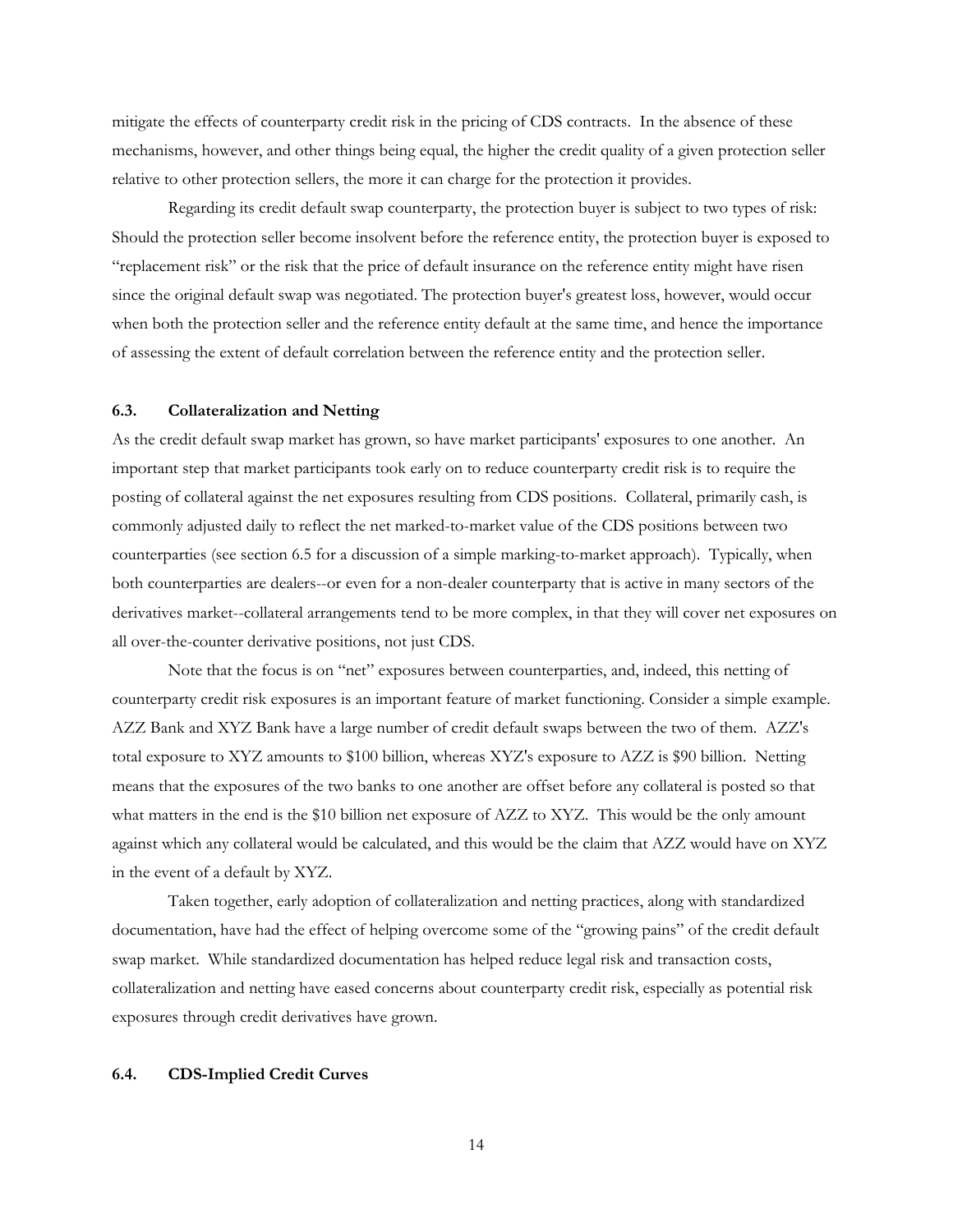mitigate the effects of counterparty credit risk in the pricing of CDS contracts. In the absence of these mechanisms, however, and other things being equal, the higher the credit quality of a given protection seller relative to other protection sellers, the more it can charge for the protection it provides.

Regarding its credit default swap counterparty, the protection buyer is subject to two types of risk: Should the protection seller become insolvent before the reference entity, the protection buyer is exposed to "replacement risk" or the risk that the price of default insurance on the reference entity might have risen since the original default swap was negotiated. The protection buyer's greatest loss, however, would occur when both the protection seller and the reference entity default at the same time, and hence the importance of assessing the extent of default correlation between the reference entity and the protection seller.

### 6.3. Collateralization and Netting

As the credit default swap market has grown, so have market participants' exposures to one another. An important step that market participants took early on to reduce counterparty credit risk is to require the posting of collateral against the net exposures resulting from CDS positions. Collateral, primarily cash, is commonly adjusted daily to reflect the net marked-to-market value of the CDS positions between two counterparties (see section 6.5 for a discussion of a simple marking-to-market approach). Typically, when both counterparties are dealers--or even for a non-dealer counterparty that is active in many sectors of the derivatives market--collateral arrangements tend to be more complex, in that they will cover net exposures on all over-the-counter derivative positions, not just CDS.

Note that the focus is on "net" exposures between counterparties, and, indeed, this netting of counterparty credit risk exposures is an important feature of market functioning. Consider a simple example. AZZ Bank and XYZ Bank have a large number of credit default swaps between the two of them. AZZ's total exposure to XYZ amounts to $100 billion, whereas XYZ's exposure to AZZ is $90 billion. Netting means that the exposures of the two banks to one another are offset before any collateral is posted so that what matters in the end is the $10 billion net exposure of AZZ to XYZ. This would be the only amount against which any collateral would be calculated, and this would be the claim that AZZ would have on XYZ in the event of a default by XYZ.

Taken together, early adoption of collateralization and netting practices, along with standardized documentation, have had the effect of helping overcome some of the "growing pains" of the credit default swap market. While standardized documentation has helped reduce legal risk and transaction costs, collateralization and netting have eased concerns about counterparty credit risk, especially as potential risk exposures through credit derivatives have grown.

### 6.4. CDS-Implied Credit Curves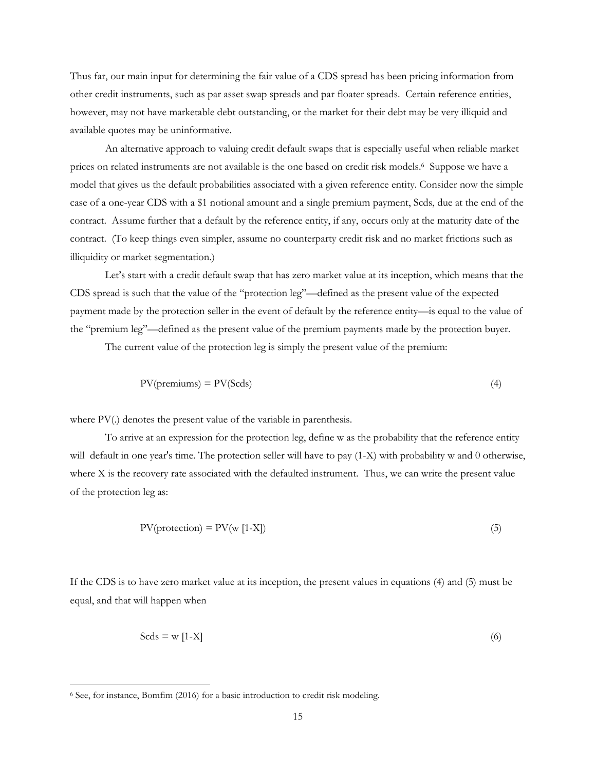Thus far, our main input for determining the fair value of a CDS spread has been pricing information from other credit instruments, such as par asset swap spreads and par floater spreads. Certain reference entities, however, may not have marketable debt outstanding, or the market for their debt may be very illiquid and available quotes may be uninformative.

An alternative approach to valuing credit default swaps that is especially useful when reliable market prices on related instruments are not available is the one based on credit risk models.[6] Suppose we have a model that gives us the default probabilities associated with a given reference entity. Consider now the simple case of a one-year CDS with a $1 notional amount and a single premium payment, Scds, due at the end of the contract. Assume further that a default by the reference entity, if any, occurs only at the maturity date of the contract. (To keep things even simpler, assume no counterparty credit risk and no market frictions such as illiquidity or market segmentation.)

Let's start with a credit default swap that has zero market value at its inception, which means that the CDS spread is such that the value of the "protection leg"—defined as the present value of the expected payment made by the protection seller in the event of default by the reference entity—is equal to the value of the "premium leg"—defined as the present value of the premium payments made by the protection buyer.

The current value of the protection leg is simply the present value of the premium:

$$\text{PV(premiums)} = \text{PV(Scds)} \tag{4}$$

where PV(.) denotes the present value of the variable in parenthesis.

To arrive at an expression for the protection leg, define w as the probability that the reference entity will default in one year's time. The protection seller will have to pay (1-X) with probability w and 0 otherwise, where X is the recovery rate associated with the defaulted instrument. Thus, we can write the present value of the protection leg as:

$$\text{PV(protection)} = \text{PV}(w\ [1-X]) \tag{5}$$

If the CDS is to have zero market value at its inception, the present values in equations (4) and (5) must be equal, and that will happen when

$$\text{Scds} = w\ [1-X] \tag{6}$$

[6] See, for instance, Bomfim (2016) for a basic introduction to credit risk modeling.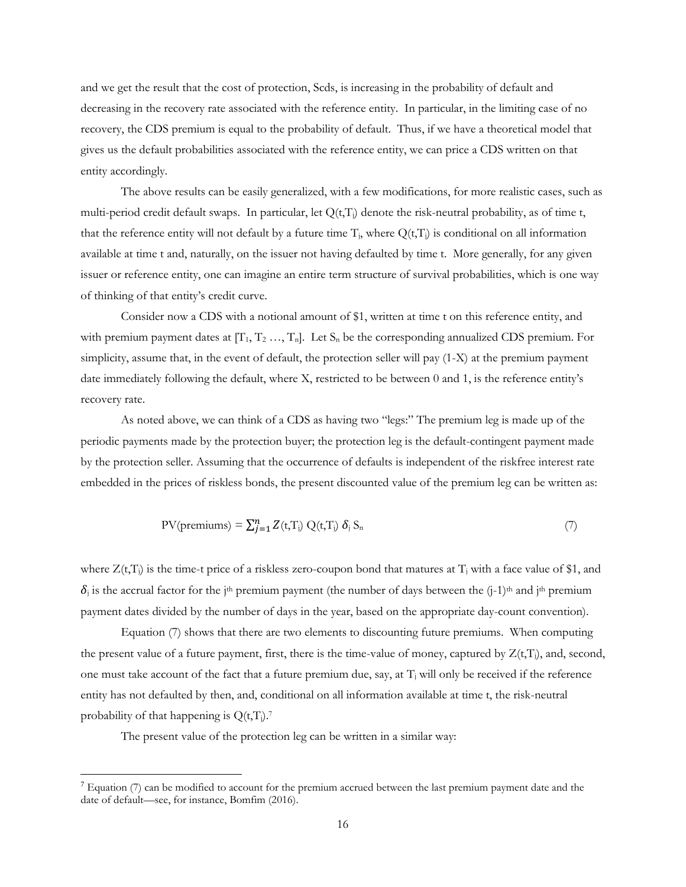and we get the result that the cost of protection, Scds, is increasing in the probability of default and decreasing in the recovery rate associated with the reference entity. In particular, in the limiting case of no recovery, the CDS premium is equal to the probability of default. Thus, if we have a theoretical model that gives us the default probabilities associated with the reference entity, we can price a CDS written on that entity accordingly.

The above results can be easily generalized, with a few modifications, for more realistic cases, such as multi-period credit default swaps. In particular, let $Q(t,T_j)$ denote the risk-neutral probability, as of time t, that the reference entity will not default by a future time $T_j$, where $Q(t,T_j)$ is conditional on all information available at time t and, naturally, on the issuer not having defaulted by time t. More generally, for any given issuer or reference entity, one can imagine an entire term structure of survival probabilities, which is one way of thinking of that entity's credit curve.

Consider now a CDS with a notional amount of $1, written at time t on this reference entity, and with premium payment dates at $[T_1, T_2 \ldots, T_n]$. Let $S_n$ be the corresponding annualized CDS premium. For simplicity, assume that, in the event of default, the protection seller will pay (1-X) at the premium payment date immediately following the default, where X, restricted to be between 0 and 1, is the reference entity's recovery rate.

As noted above, we can think of a CDS as having two "legs:" The premium leg is made up of the periodic payments made by the protection buyer; the protection leg is the default-contingent payment made by the protection seller. Assuming that the occurrence of defaults is independent of the riskfree interest rate embedded in the prices of riskless bonds, the present discounted value of the premium leg can be written as:

$$\text{PV(premiums)} = \sum_{j=1}^{n} Z(t,T_j)\, Q(t,T_j)\, \delta_j\, S_n \tag{7}$$

where $Z(t,T_j)$ is the time-t price of a riskless zero-coupon bond that matures at $T_j$ with a face value of $1, and $\delta_j$ is the accrual factor for the $j^{th}$ premium payment (the number of days between the $(j\text{-}1)^{th}$ and $j^{th}$ premium payment dates divided by the number of days in the year, based on the appropriate day-count convention).

Equation (7) shows that there are two elements to discounting future premiums. When computing the present value of a future payment, first, there is the time-value of money, captured by $Z(t,T_j)$, and, second, one must take account of the fact that a future premium due, say, at $T_j$ will only be received if the reference entity has not defaulted by then, and, conditional on all information available at time t, the risk-neutral probability of that happening is $Q(t,T_j)$.[7]

The present value of the protection leg can be written in a similar way:

[7] Equation (7) can be modified to account for the premium accrued between the last premium payment date and the date of default—see, for instance, Bomfim (2016).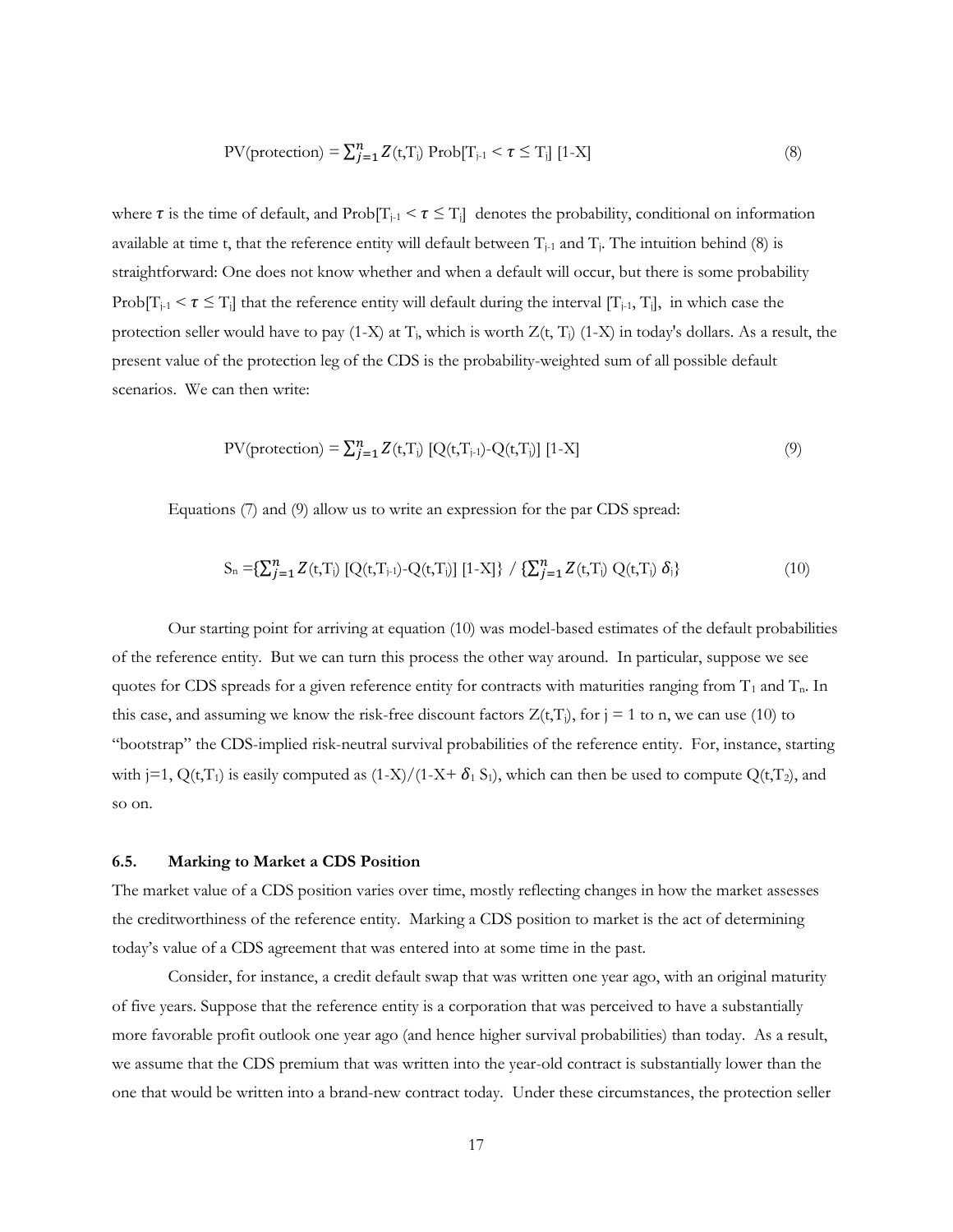$$\text{PV(protection)} = \sum_{j=1}^{n} Z(t,T_j)\ \text{Prob}[T_{j-1} < \tau \leq T_j]\ [1\text{-}X] \tag{8}$$

where $\tau$ is the time of default, and $\text{Prob}[T_{j-1} < \tau \leq T_j]$ denotes the probability, conditional on information available at time t, that the reference entity will default between $T_{j-1}$ and $T_j$. The intuition behind (8) is straightforward: One does not know whether and when a default will occur, but there is some probability $\text{Prob}[T_{j-1} < \tau \leq T_j]$ that the reference entity will default during the interval $[T_{j-1}, T_j]$, in which case the protection seller would have to pay (1-X) at $T_j$, which is worth $Z(t, T_j)$ (1-X) in today's dollars. As a result, the present value of the protection leg of the CDS is the probability-weighted sum of all possible default scenarios. We can then write:

$$\text{PV(protection)} = \sum_{j=1}^{n} Z(t,T_j)\ [Q(t,T_{j-1})\text{-}Q(t,T_j)]\ [1\text{-}X] \tag{9}$$

Equations (7) and (9) allow us to write an expression for the par CDS spread:

$$S_n = \{\sum_{j=1}^{n} Z(t,T_j)\ [Q(t,T_{j-1})\text{-}Q(t,T_j)]\ [1\text{-}X]\}\ /\ \{\sum_{j=1}^{n} Z(t,T_j)\ Q(t,T_j)\ \delta_j\} \tag{10}$$

Our starting point for arriving at equation (10) was model-based estimates of the default probabilities of the reference entity. But we can turn this process the other way around. In particular, suppose we see quotes for CDS spreads for a given reference entity for contracts with maturities ranging from $T_1$ and $T_n$. In this case, and assuming we know the risk-free discount factors $Z(t,T_j)$, for j = 1 to n, we can use (10) to "bootstrap" the CDS-implied risk-neutral survival probabilities of the reference entity. For, instance, starting with j=1, $Q(t,T_1)$ is easily computed as $(1\text{-}X)/(1\text{-}X+ \delta_1 S_1)$, which can then be used to compute $Q(t,T_2)$, and so on.

### 6.5. Marking to Market a CDS Position

The market value of a CDS position varies over time, mostly reflecting changes in how the market assesses the creditworthiness of the reference entity. Marking a CDS position to market is the act of determining today's value of a CDS agreement that was entered into at some time in the past.

Consider, for instance, a credit default swap that was written one year ago, with an original maturity of five years. Suppose that the reference entity is a corporation that was perceived to have a substantially more favorable profit outlook one year ago (and hence higher survival probabilities) than today. As a result, we assume that the CDS premium that was written into the year-old contract is substantially lower than the one that would be written into a brand-new contract today. Under these circumstances, the protection seller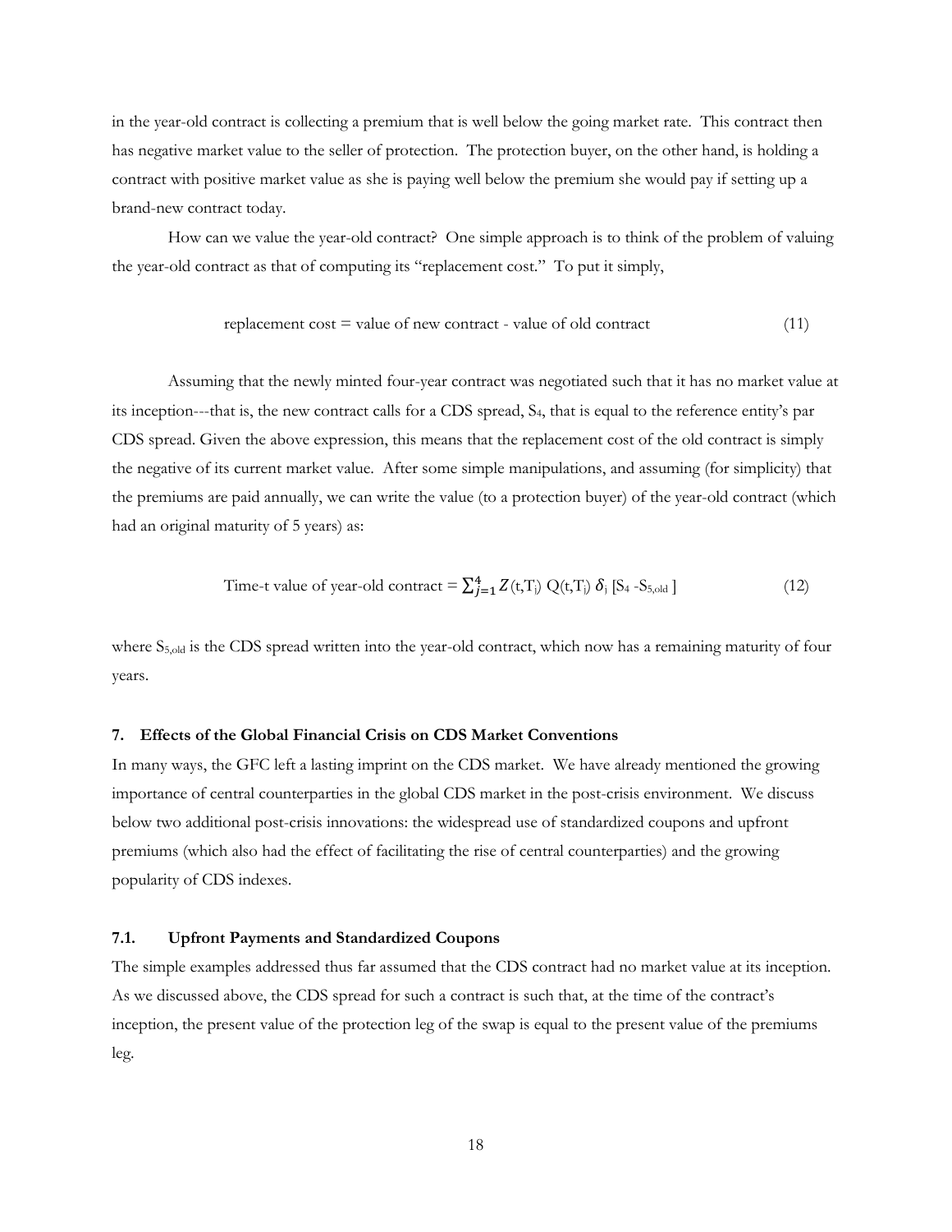in the year-old contract is collecting a premium that is well below the going market rate. This contract then has negative market value to the seller of protection. The protection buyer, on the other hand, is holding a contract with positive market value as she is paying well below the premium she would pay if setting up a brand-new contract today.

How can we value the year-old contract? One simple approach is to think of the problem of valuing the year-old contract as that of computing its "replacement cost." To put it simply,

$$\text{replacement cost} = \text{value of new contract} - \text{value of old contract} \quad (11)$$

Assuming that the newly minted four-year contract was negotiated such that it has no market value at its inception---that is, the new contract calls for a CDS spread, $S_4$, that is equal to the reference entity's par CDS spread. Given the above expression, this means that the replacement cost of the old contract is simply the negative of its current market value. After some simple manipulations, and assuming (for simplicity) that the premiums are paid annually, we can write the value (to a protection buyer) of the year-old contract (which had an original maturity of 5 years) as:

$$\text{Time-t value of year-old contract} = \sum_{j=1}^{4} Z(t,T_j)\, Q(t,T_j)\, \delta_j\, [S_4 - S_{5,old}] \quad (12)$$

where $S_{5,old}$ is the CDS spread written into the year-old contract, which now has a remaining maturity of four years.

### 7. Effects of the Global Financial Crisis on CDS Market Conventions

In many ways, the GFC left a lasting imprint on the CDS market. We have already mentioned the growing importance of central counterparties in the global CDS market in the post-crisis environment. We discuss below two additional post-crisis innovations: the widespread use of standardized coupons and upfront premiums (which also had the effect of facilitating the rise of central counterparties) and the growing popularity of CDS indexes.

#### 7.1. Upfront Payments and Standardized Coupons

The simple examples addressed thus far assumed that the CDS contract had no market value at its inception. As we discussed above, the CDS spread for such a contract is such that, at the time of the contract's inception, the present value of the protection leg of the swap is equal to the present value of the premiums leg.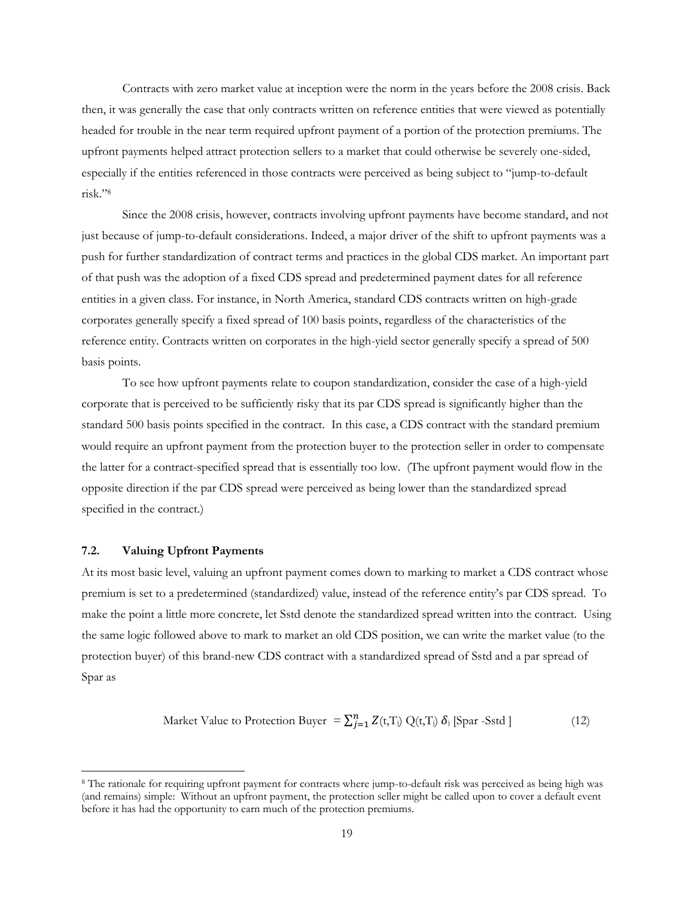Contracts with zero market value at inception were the norm in the years before the 2008 crisis. Back then, it was generally the case that only contracts written on reference entities that were viewed as potentially headed for trouble in the near term required upfront payment of a portion of the protection premiums. The upfront payments helped attract protection sellers to a market that could otherwise be severely one-sided, especially if the entities referenced in those contracts were perceived as being subject to "jump-to-default risk."[8]

Since the 2008 crisis, however, contracts involving upfront payments have become standard, and not just because of jump-to-default considerations. Indeed, a major driver of the shift to upfront payments was a push for further standardization of contract terms and practices in the global CDS market. An important part of that push was the adoption of a fixed CDS spread and predetermined payment dates for all reference entities in a given class. For instance, in North America, standard CDS contracts written on high-grade corporates generally specify a fixed spread of 100 basis points, regardless of the characteristics of the reference entity. Contracts written on corporates in the high-yield sector generally specify a spread of 500 basis points.

To see how upfront payments relate to coupon standardization, consider the case of a high-yield corporate that is perceived to be sufficiently risky that its par CDS spread is significantly higher than the standard 500 basis points specified in the contract. In this case, a CDS contract with the standard premium would require an upfront payment from the protection buyer to the protection seller in order to compensate the latter for a contract-specified spread that is essentially too low. (The upfront payment would flow in the opposite direction if the par CDS spread were perceived as being lower than the standardized spread specified in the contract.)

### 7.2. Valuing Upfront Payments

At its most basic level, valuing an upfront payment comes down to marking to market a CDS contract whose premium is set to a predetermined (standardized) value, instead of the reference entity's par CDS spread. To make the point a little more concrete, let Sstd denote the standardized spread written into the contract. Using the same logic followed above to mark to market an old CDS position, we can write the market value (to the protection buyer) of this brand-new CDS contract with a standardized spread of Sstd and a par spread of Spar as

$$\text{Market Value to Protection Buyer} = \sum_{j=1}^{n} Z(t,T_j)\, Q(t,T_j)\, \delta_j\, [\text{Spar} - \text{Sstd}] \tag{12}$$

[8] The rationale for requiring upfront payment for contracts where jump-to-default risk was perceived as being high was (and remains) simple: Without an upfront payment, the protection seller might be called upon to cover a default event before it has had the opportunity to earn much of the protection premiums.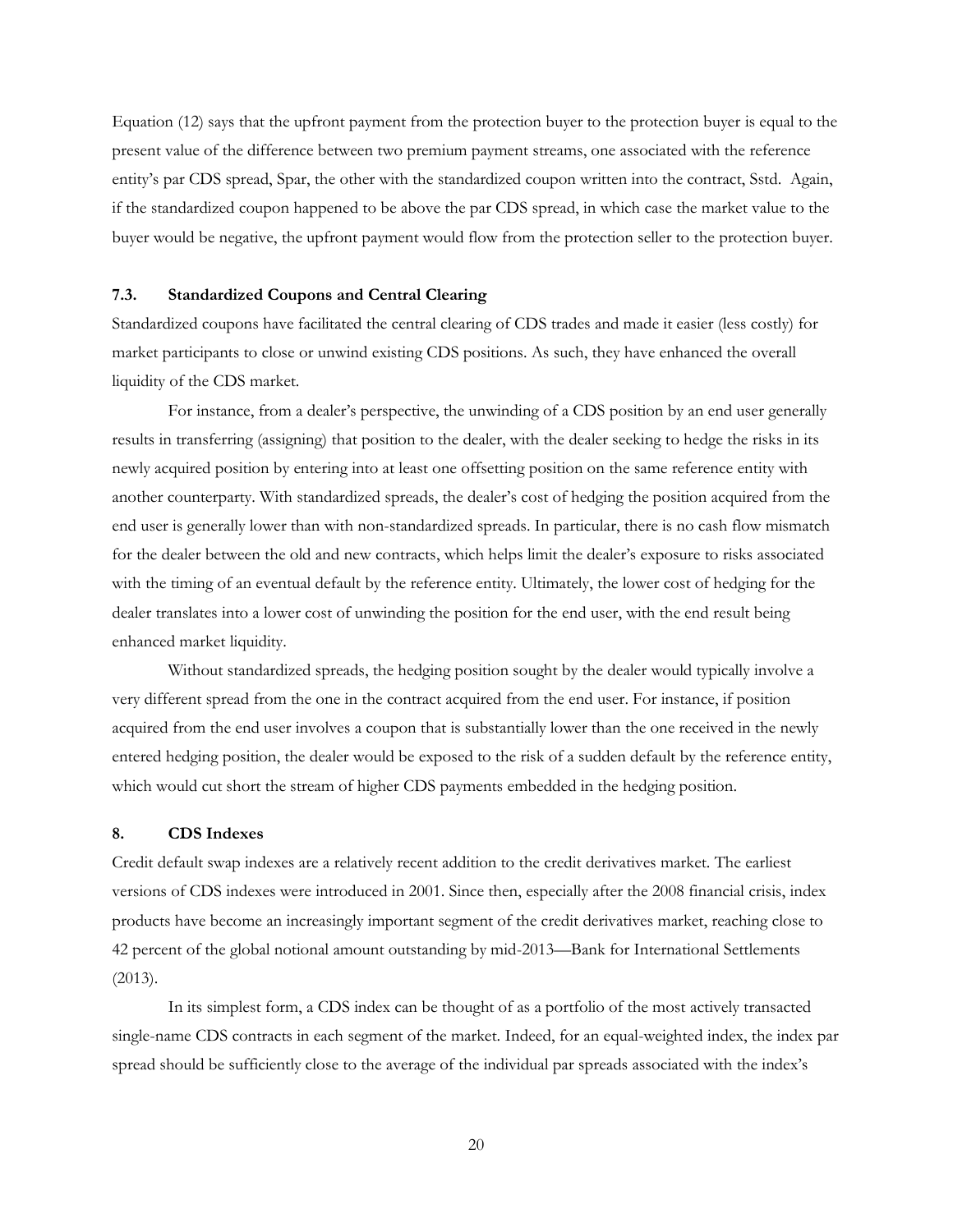Equation (12) says that the upfront payment from the protection buyer to the protection buyer is equal to the present value of the difference between two premium payment streams, one associated with the reference entity's par CDS spread, Spar, the other with the standardized coupon written into the contract, Sstd. Again, if the standardized coupon happened to be above the par CDS spread, in which case the market value to the buyer would be negative, the upfront payment would flow from the protection seller to the protection buyer.

### 7.3. Standardized Coupons and Central Clearing

Standardized coupons have facilitated the central clearing of CDS trades and made it easier (less costly) for market participants to close or unwind existing CDS positions. As such, they have enhanced the overall liquidity of the CDS market.

For instance, from a dealer's perspective, the unwinding of a CDS position by an end user generally results in transferring (assigning) that position to the dealer, with the dealer seeking to hedge the risks in its newly acquired position by entering into at least one offsetting position on the same reference entity with another counterparty. With standardized spreads, the dealer's cost of hedging the position acquired from the end user is generally lower than with non-standardized spreads. In particular, there is no cash flow mismatch for the dealer between the old and new contracts, which helps limit the dealer's exposure to risks associated with the timing of an eventual default by the reference entity. Ultimately, the lower cost of hedging for the dealer translates into a lower cost of unwinding the position for the end user, with the end result being enhanced market liquidity.

Without standardized spreads, the hedging position sought by the dealer would typically involve a very different spread from the one in the contract acquired from the end user. For instance, if position acquired from the end user involves a coupon that is substantially lower than the one received in the newly entered hedging position, the dealer would be exposed to the risk of a sudden default by the reference entity, which would cut short the stream of higher CDS payments embedded in the hedging position.

## 8. CDS Indexes

Credit default swap indexes are a relatively recent addition to the credit derivatives market. The earliest versions of CDS indexes were introduced in 2001. Since then, especially after the 2008 financial crisis, index products have become an increasingly important segment of the credit derivatives market, reaching close to 42 percent of the global notional amount outstanding by mid-2013—Bank for International Settlements (2013).

In its simplest form, a CDS index can be thought of as a portfolio of the most actively transacted single-name CDS contracts in each segment of the market. Indeed, for an equal-weighted index, the index par spread should be sufficiently close to the average of the individual par spreads associated with the index's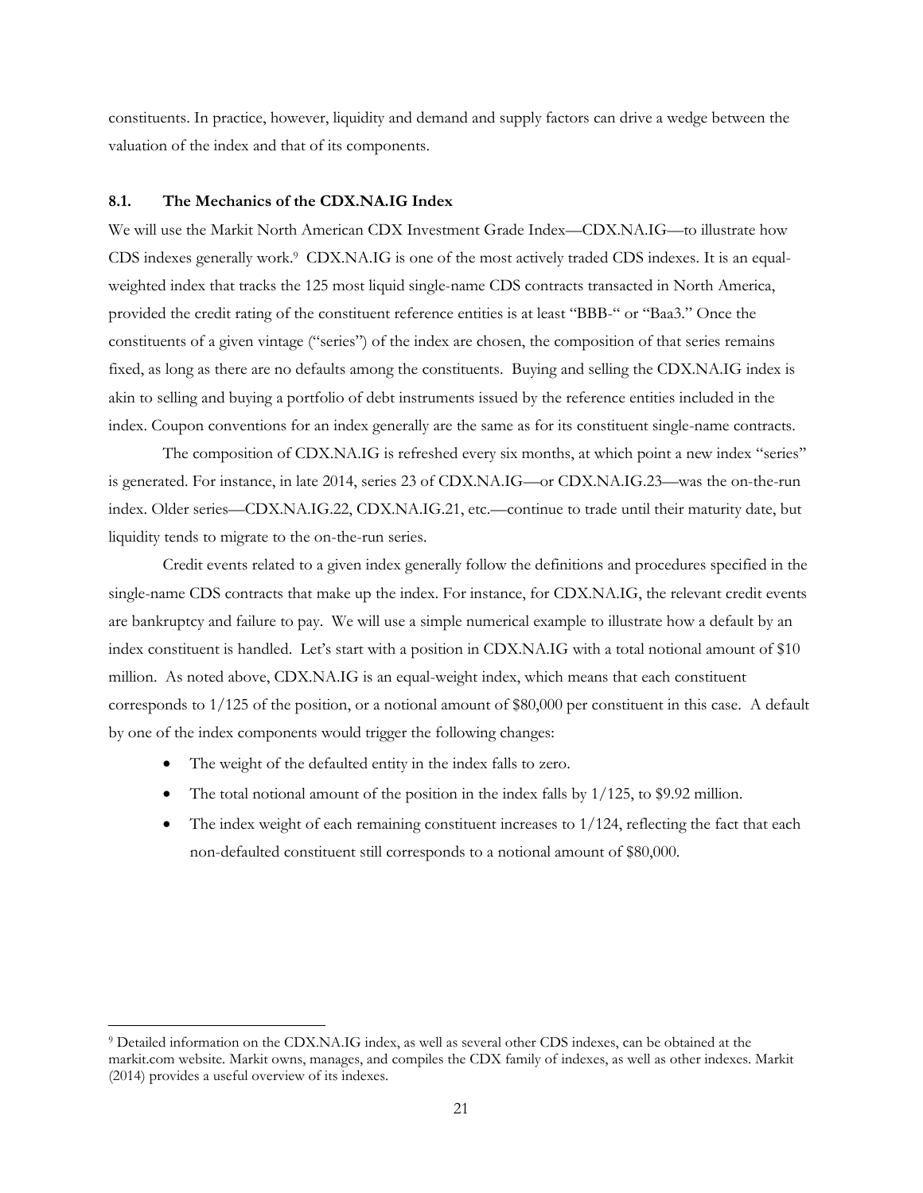constituents. In practice, however, liquidity and demand and supply factors can drive a wedge between the valuation of the index and that of its components.

### 8.1. The Mechanics of the CDX.NA.IG Index

We will use the Markit North American CDX Investment Grade Index—CDX.NA.IG—to illustrate how CDS indexes generally work.[9] CDX.NA.IG is one of the most actively traded CDS indexes. It is an equal-weighted index that tracks the 125 most liquid single-name CDS contracts transacted in North America, provided the credit rating of the constituent reference entities is at least "BBB-" or "Baa3." Once the constituents of a given vintage ("series") of the index are chosen, the composition of that series remains fixed, as long as there are no defaults among the constituents. Buying and selling the CDX.NA.IG index is akin to selling and buying a portfolio of debt instruments issued by the reference entities included in the index. Coupon conventions for an index generally are the same as for its constituent single-name contracts.

The composition of CDX.NA.IG is refreshed every six months, at which point a new index "series" is generated. For instance, in late 2014, series 23 of CDX.NA.IG—or CDX.NA.IG.23—was the on-the-run index. Older series—CDX.NA.IG.22, CDX.NA.IG.21, etc.—continue to trade until their maturity date, but liquidity tends to migrate to the on-the-run series.

Credit events related to a given index generally follow the definitions and procedures specified in the single-name CDS contracts that make up the index. For instance, for CDX.NA.IG, the relevant credit events are bankruptcy and failure to pay. We will use a simple numerical example to illustrate how a default by an index constituent is handled. Let's start with a position in CDX.NA.IG with a total notional amount of $10 million. As noted above, CDX.NA.IG is an equal-weight index, which means that each constituent corresponds to 1/125 of the position, or a notional amount of $80,000 per constituent in this case. A default by one of the index components would trigger the following changes:

- The weight of the defaulted entity in the index falls to zero.
- The total notional amount of the position in the index falls by 1/125, to $9.92 million.
- The index weight of each remaining constituent increases to 1/124, reflecting the fact that each non-defaulted constituent still corresponds to a notional amount of $80,000.

[9] Detailed information on the CDX.NA.IG index, as well as several other CDS indexes, can be obtained at the markit.com website. Markit owns, manages, and compiles the CDX family of indexes, as well as other indexes. Markit (2014) provides a useful overview of its indexes.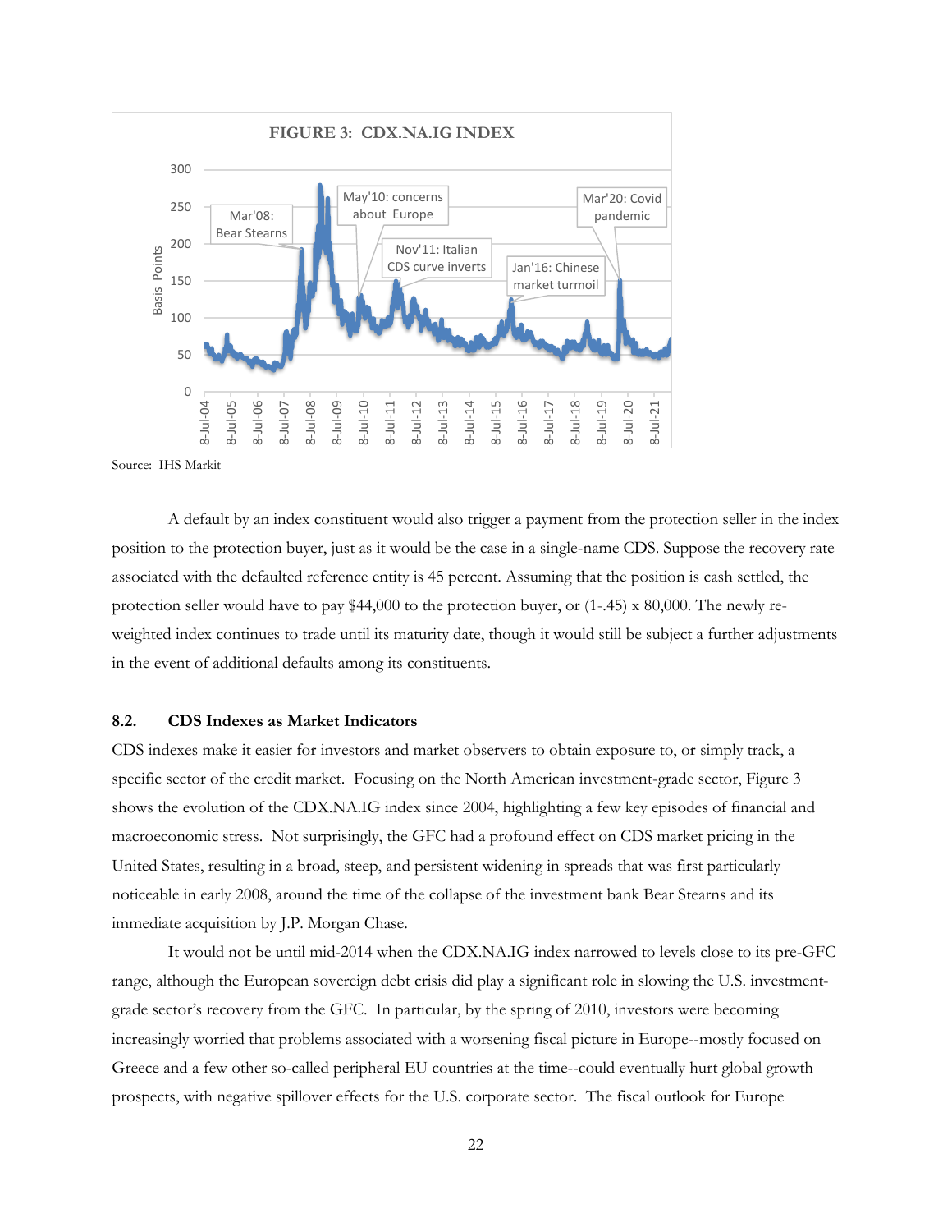**FIGURE 3: CDX.NA.IG INDEX**

Source: IHS Markit

A default by an index constituent would also trigger a payment from the protection seller in the index position to the protection buyer, just as it would be the case in a single-name CDS. Suppose the recovery rate associated with the defaulted reference entity is 45 percent. Assuming that the position is cash settled, the protection seller would have to pay $44,000 to the protection buyer, or (1-.45) x 80,000. The newly re-weighted index continues to trade until its maturity date, though it would still be subject a further adjustments in the event of additional defaults among its constituents.

### 8.2. CDS Indexes as Market Indicators

CDS indexes make it easier for investors and market observers to obtain exposure to, or simply track, a specific sector of the credit market. Focusing on the North American investment-grade sector, Figure 3 shows the evolution of the CDX.NA.IG index since 2004, highlighting a few key episodes of financial and macroeconomic stress. Not surprisingly, the GFC had a profound effect on CDS market pricing in the United States, resulting in a broad, steep, and persistent widening in spreads that was first particularly noticeable in early 2008, around the time of the collapse of the investment bank Bear Stearns and its immediate acquisition by J.P. Morgan Chase.

It would not be until mid-2014 when the CDX.NA.IG index narrowed to levels close to its pre-GFC range, although the European sovereign debt crisis did play a significant role in slowing the U.S. investment-grade sector's recovery from the GFC. In particular, by the spring of 2010, investors were becoming increasingly worried that problems associated with a worsening fiscal picture in Europe--mostly focused on Greece and a few other so-called peripheral EU countries at the time--could eventually hurt global growth prospects, with negative spillover effects for the U.S. corporate sector. The fiscal outlook for Europe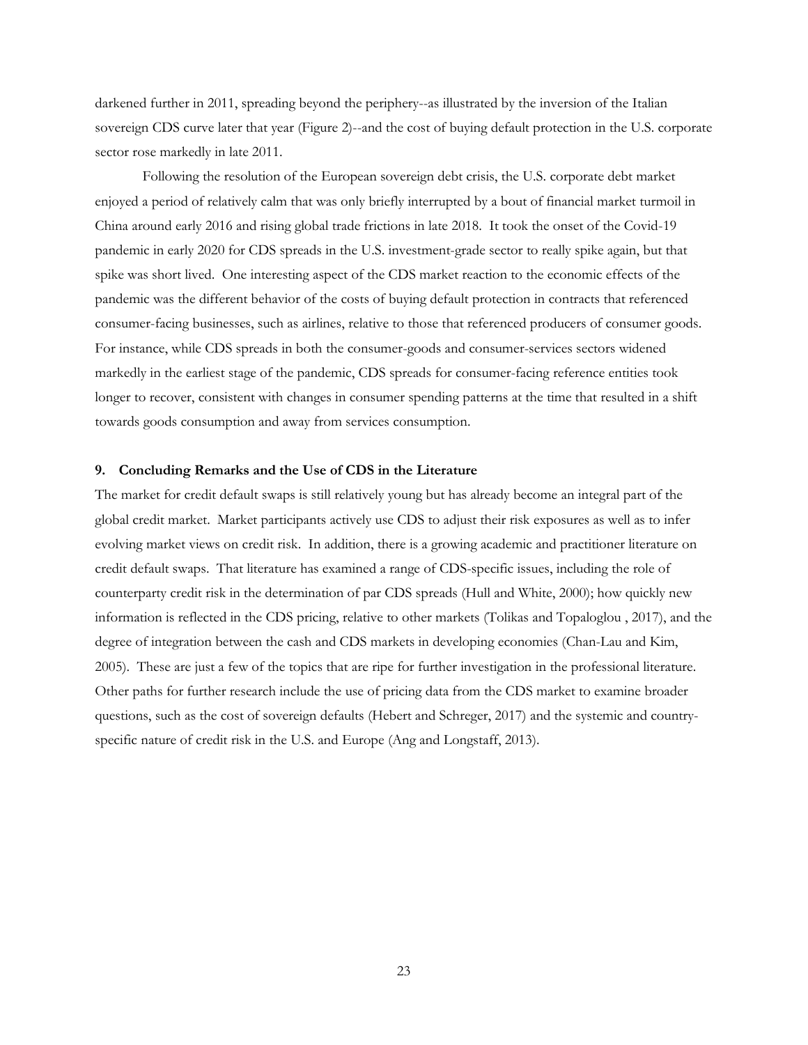darkened further in 2011, spreading beyond the periphery--as illustrated by the inversion of the Italian sovereign CDS curve later that year (Figure 2)--and the cost of buying default protection in the U.S. corporate sector rose markedly in late 2011.

Following the resolution of the European sovereign debt crisis, the U.S. corporate debt market enjoyed a period of relatively calm that was only briefly interrupted by a bout of financial market turmoil in China around early 2016 and rising global trade frictions in late 2018. It took the onset of the Covid-19 pandemic in early 2020 for CDS spreads in the U.S. investment-grade sector to really spike again, but that spike was short lived. One interesting aspect of the CDS market reaction to the economic effects of the pandemic was the different behavior of the costs of buying default protection in contracts that referenced consumer-facing businesses, such as airlines, relative to those that referenced producers of consumer goods. For instance, while CDS spreads in both the consumer-goods and consumer-services sectors widened markedly in the earliest stage of the pandemic, CDS spreads for consumer-facing reference entities took longer to recover, consistent with changes in consumer spending patterns at the time that resulted in a shift towards goods consumption and away from services consumption.

## 9. Concluding Remarks and the Use of CDS in the Literature

The market for credit default swaps is still relatively young but has already become an integral part of the global credit market. Market participants actively use CDS to adjust their risk exposures as well as to infer evolving market views on credit risk. In addition, there is a growing academic and practitioner literature on credit default swaps. That literature has examined a range of CDS-specific issues, including the role of counterparty credit risk in the determination of par CDS spreads (Hull and White, 2000); how quickly new information is reflected in the CDS pricing, relative to other markets (Tolikas and Topaloglou , 2017), and the degree of integration between the cash and CDS markets in developing economies (Chan-Lau and Kim, 2005). These are just a few of the topics that are ripe for further investigation in the professional literature. Other paths for further research include the use of pricing data from the CDS market to examine broader questions, such as the cost of sovereign defaults (Hebert and Schreger, 2017) and the systemic and country-specific nature of credit risk in the U.S. and Europe (Ang and Longstaff, 2013).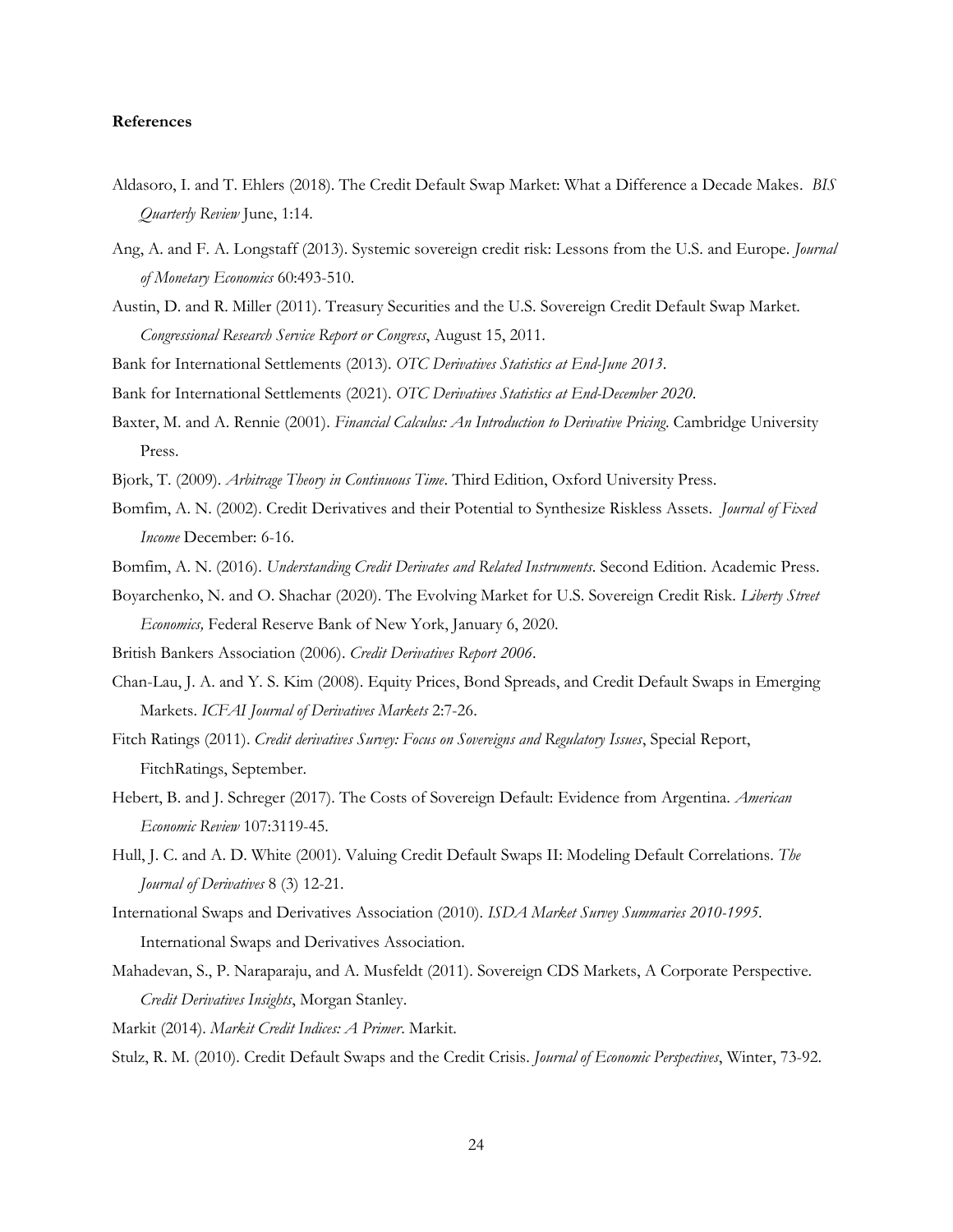**References**

Aldasoro, I. and T. Ehlers (2018). The Credit Default Swap Market: What a Difference a Decade Makes. *BIS Quarterly Review* June, 1:14.

Ang, A. and F. A. Longstaff (2013). Systemic sovereign credit risk: Lessons from the U.S. and Europe. *Journal of Monetary Economics* 60:493-510.

Austin, D. and R. Miller (2011). Treasury Securities and the U.S. Sovereign Credit Default Swap Market. *Congressional Research Service Report or Congress*, August 15, 2011.

Bank for International Settlements (2013). *OTC Derivatives Statistics at End-June 2013*.

Bank for International Settlements (2021). *OTC Derivatives Statistics at End-December 2020*.

Baxter, M. and A. Rennie (2001). *Financial Calculus: An Introduction to Derivative Pricing*. Cambridge University Press.

Bjork, T. (2009). *Arbitrage Theory in Continuous Time*. Third Edition, Oxford University Press.

Bomfim, A. N. (2002). Credit Derivatives and their Potential to Synthesize Riskless Assets. *Journal of Fixed Income* December: 6-16.

Bomfim, A. N. (2016). *Understanding Credit Derivates and Related Instruments*. Second Edition. Academic Press.

Boyarchenko, N. and O. Shachar (2020). The Evolving Market for U.S. Sovereign Credit Risk. *Liberty Street Economics,* Federal Reserve Bank of New York, January 6, 2020.

British Bankers Association (2006). *Credit Derivatives Report 2006*.

Chan-Lau, J. A. and Y. S. Kim (2008). Equity Prices, Bond Spreads, and Credit Default Swaps in Emerging Markets. *ICFAI Journal of Derivatives Markets* 2:7-26.

Fitch Ratings (2011). *Credit derivatives Survey: Focus on Sovereigns and Regulatory Issues*, Special Report, FitchRatings, September.

Hebert, B. and J. Schreger (2017). The Costs of Sovereign Default: Evidence from Argentina. *American Economic Review* 107:3119-45.

Hull, J. C. and A. D. White (2001). Valuing Credit Default Swaps II: Modeling Default Correlations. *The Journal of Derivatives* 8 (3) 12-21.

International Swaps and Derivatives Association (2010). *ISDA Market Survey Summaries 2010-1995*. International Swaps and Derivatives Association.

Mahadevan, S., P. Naraparaju, and A. Musfeldt (2011). Sovereign CDS Markets, A Corporate Perspective. *Credit Derivatives Insights*, Morgan Stanley.

Markit (2014). *Markit Credit Indices: A Primer*. Markit.

Stulz, R. M. (2010). Credit Default Swaps and the Credit Crisis. *Journal of Economic Perspectives*, Winter, 73-92.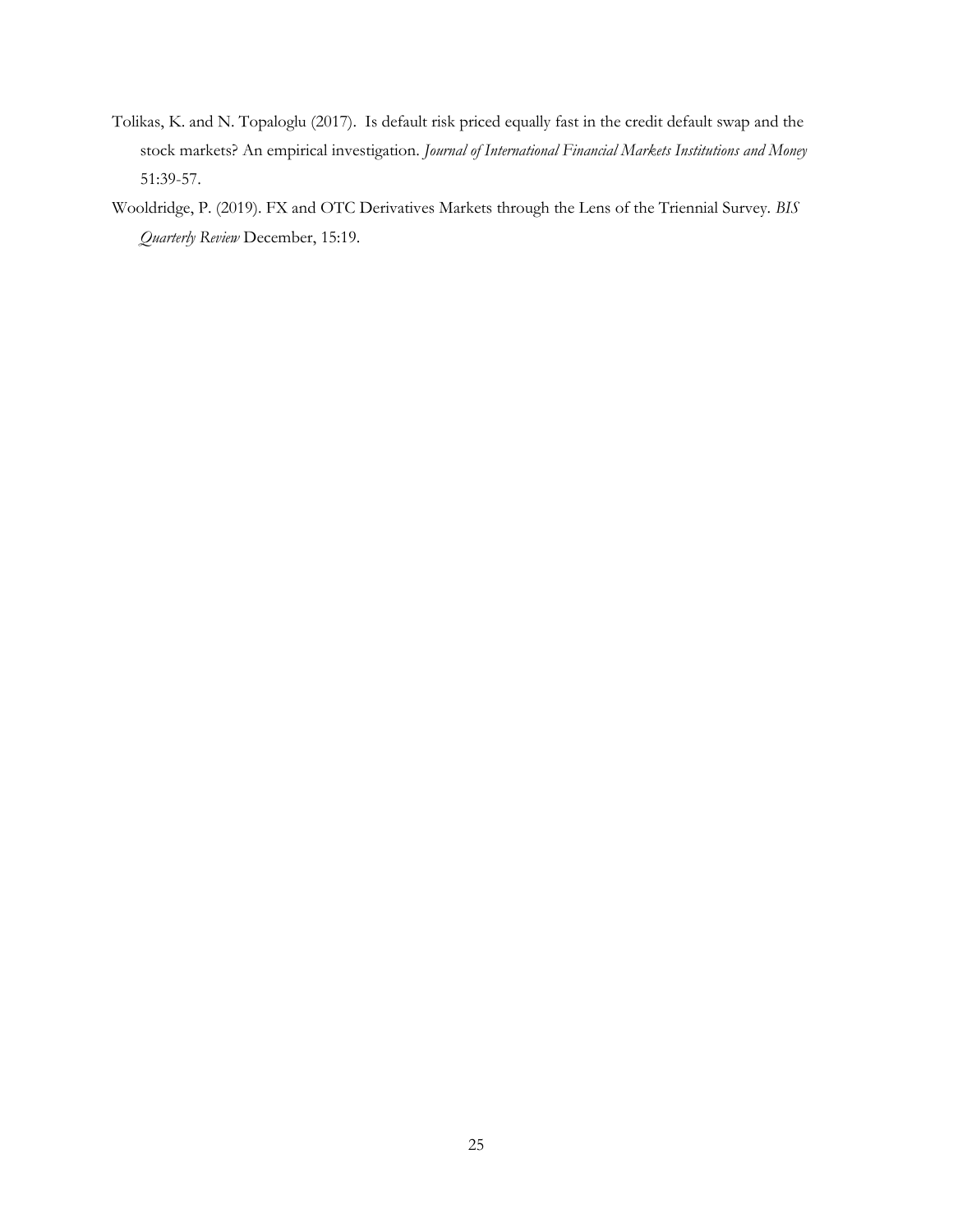Tolikas, K. and N. Topaloglu (2017). Is default risk priced equally fast in the credit default swap and the stock markets? An empirical investigation. *Journal of International Financial Markets Institutions and Money* 51:39-57.

Wooldridge, P. (2019). FX and OTC Derivatives Markets through the Lens of the Triennial Survey. *BIS Quarterly Review* December, 15:19.